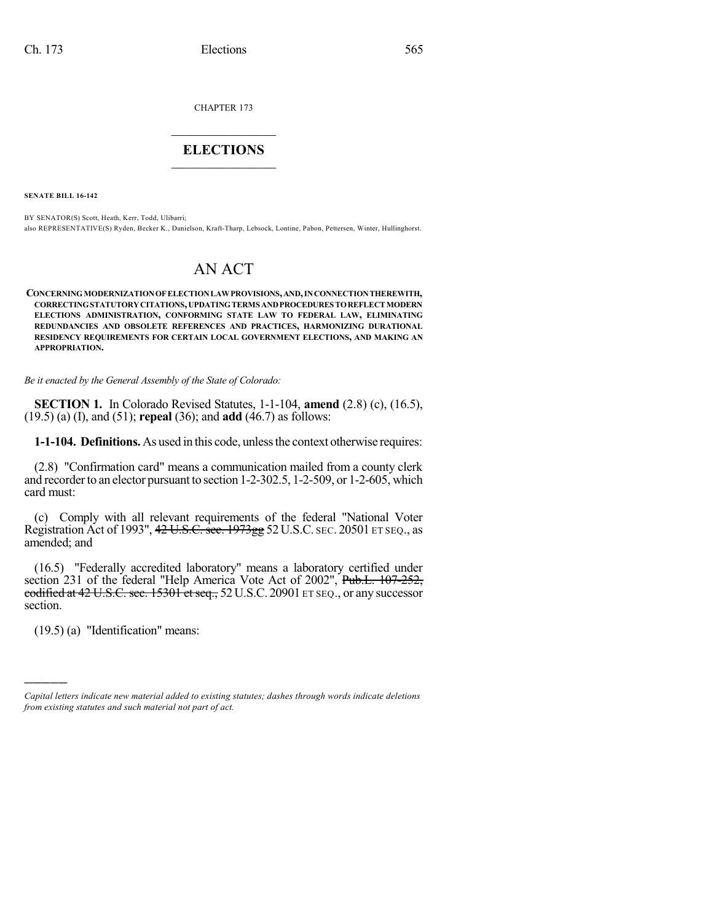CHAPTER 173

## ELECTIONS

**SENATE BILL 16-142**

BY SENATOR(S) Scott, Heath, Kerr, Todd, Ulibarri;
also REPRESENTATIVE(S) Ryden, Becker K., Danielson, Kraft-Tharp, Lebsock, Lontine, Pabon, Pettersen, Winter, Hullinghorst.

# AN ACT

**CONCERNING MODERNIZATION OF ELECTION LAW PROVISIONS, AND, IN CONNECTION THEREWITH, CORRECTING STATUTORY CITATIONS, UPDATING TERMS AND PROCEDURES TO REFLECT MODERN ELECTIONS ADMINISTRATION, CONFORMING STATE LAW TO FEDERAL LAW, ELIMINATING REDUNDANCIES AND OBSOLETE REFERENCES AND PRACTICES, HARMONIZING DURATIONAL RESIDENCY REQUIREMENTS FOR CERTAIN LOCAL GOVERNMENT ELECTIONS, AND MAKING AN APPROPRIATION.**

*Be it enacted by the General Assembly of the State of Colorado:*

**SECTION 1.** In Colorado Revised Statutes, 1-1-104, **amend** (2.8) (c), (16.5), (19.5) (a) (I), and (51); **repeal** (36); and **add** (46.7) as follows:

**1-1-104. Definitions.** As used in this code, unless the context otherwise requires:

(2.8) "Confirmation card" means a communication mailed from a county clerk and recorder to an elector pursuant to section 1-2-302.5, 1-2-509, or 1-2-605, which card must:

(c) Comply with all relevant requirements of the federal "National Voter Registration Act of 1993", ~~42 U.S.C. sec. 1973gg~~ 52 U.S.C. SEC. 20501 ET SEQ., as amended; and

(16.5) "Federally accredited laboratory" means a laboratory certified under section 231 of the federal "Help America Vote Act of 2002", ~~Pub.L. 107-252, codified at 42 U.S.C. sec. 15301 et seq.,~~ 52 U.S.C. 20901 ET SEQ., or any successor section.

(19.5) (a) "Identification" means:

---

*Capital letters indicate new material added to existing statutes; dashes through words indicate deletions from existing statutes and such material not part of act.*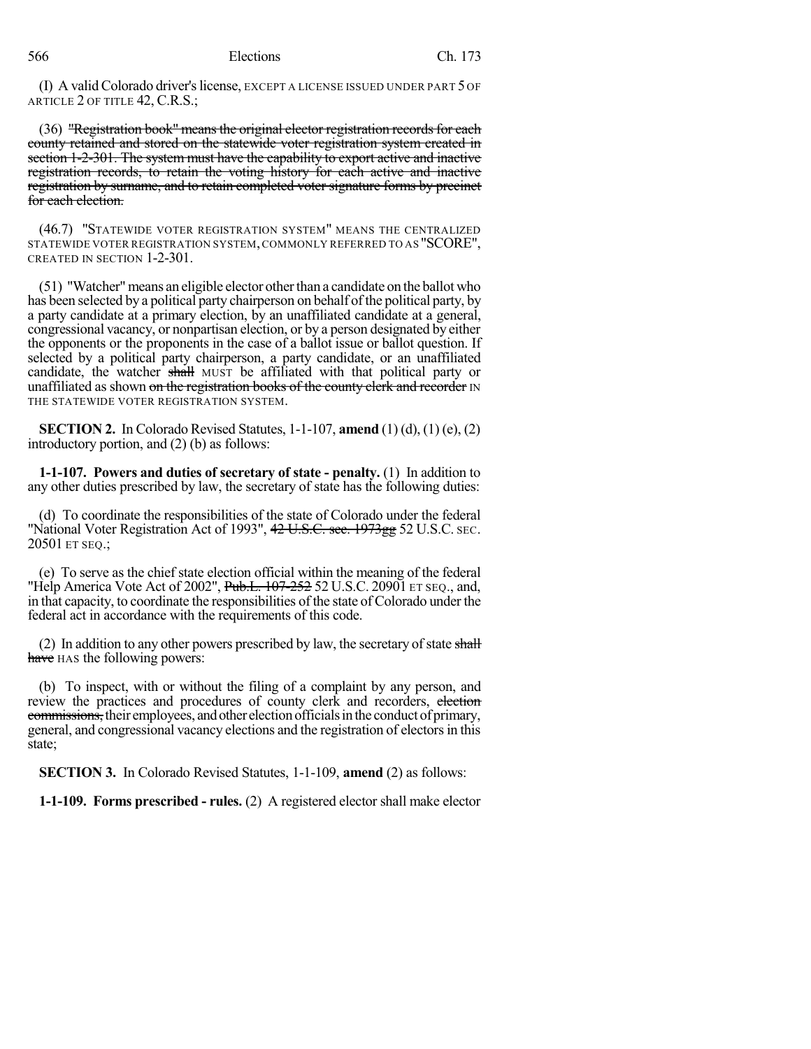(I) A valid Colorado driver's license, EXCEPT A LICENSE ISSUED UNDER PART 5 OF ARTICLE 2 OF TITLE 42, C.R.S.;

(36) ~~"Registration book" means the original elector registration records for each county retained and stored on the statewide voter registration system created in section 1-2-301. The system must have the capability to export active and inactive registration records, to retain the voting history for each active and inactive registration by surname, and to retain completed voter signature forms by precinct for each election.~~

(46.7) "STATEWIDE VOTER REGISTRATION SYSTEM" MEANS THE CENTRALIZED STATEWIDE VOTER REGISTRATION SYSTEM, COMMONLY REFERRED TO AS "SCORE", CREATED IN SECTION 1-2-301.

(51) "Watcher" means an eligible elector other than a candidate on the ballot who has been selected by a political party chairperson on behalf of the political party, by a party candidate at a primary election, by an unaffiliated candidate at a general, congressional vacancy, or nonpartisan election, or by a person designated by either the opponents or the proponents in the case of a ballot issue or ballot question. If selected by a political party chairperson, a party candidate, or an unaffiliated candidate, the watcher ~~shall~~ MUST be affiliated with that political party or unaffiliated as shown ~~on the registration books of the county clerk and recorder~~ IN THE STATEWIDE VOTER REGISTRATION SYSTEM.

**SECTION 2.** In Colorado Revised Statutes, 1-1-107, **amend** (1) (d), (1) (e), (2) introductory portion, and (2) (b) as follows:

**1-1-107. Powers and duties of secretary of state - penalty.** (1) In addition to any other duties prescribed by law, the secretary of state has the following duties:

(d) To coordinate the responsibilities of the state of Colorado under the federal "National Voter Registration Act of 1993", ~~42 U.S.C. sec. 1973gg~~ 52 U.S.C. SEC. 20501 ET SEQ.;

(e) To serve as the chief state election official within the meaning of the federal "Help America Vote Act of 2002", ~~Pub.L. 107-252~~ 52 U.S.C. 20901 ET SEQ., and, in that capacity, to coordinate the responsibilities of the state of Colorado under the federal act in accordance with the requirements of this code.

(2) In addition to any other powers prescribed by law, the secretary of state ~~shall have~~ HAS the following powers:

(b) To inspect, with or without the filing of a complaint by any person, and review the practices and procedures of county clerk and recorders, ~~election commissions,~~ their employees, and other election officials in the conduct of primary, general, and congressional vacancy elections and the registration of electors in this state;

**SECTION 3.** In Colorado Revised Statutes, 1-1-109, **amend** (2) as follows:

**1-1-109. Forms prescribed - rules.** (2) A registered elector shall make elector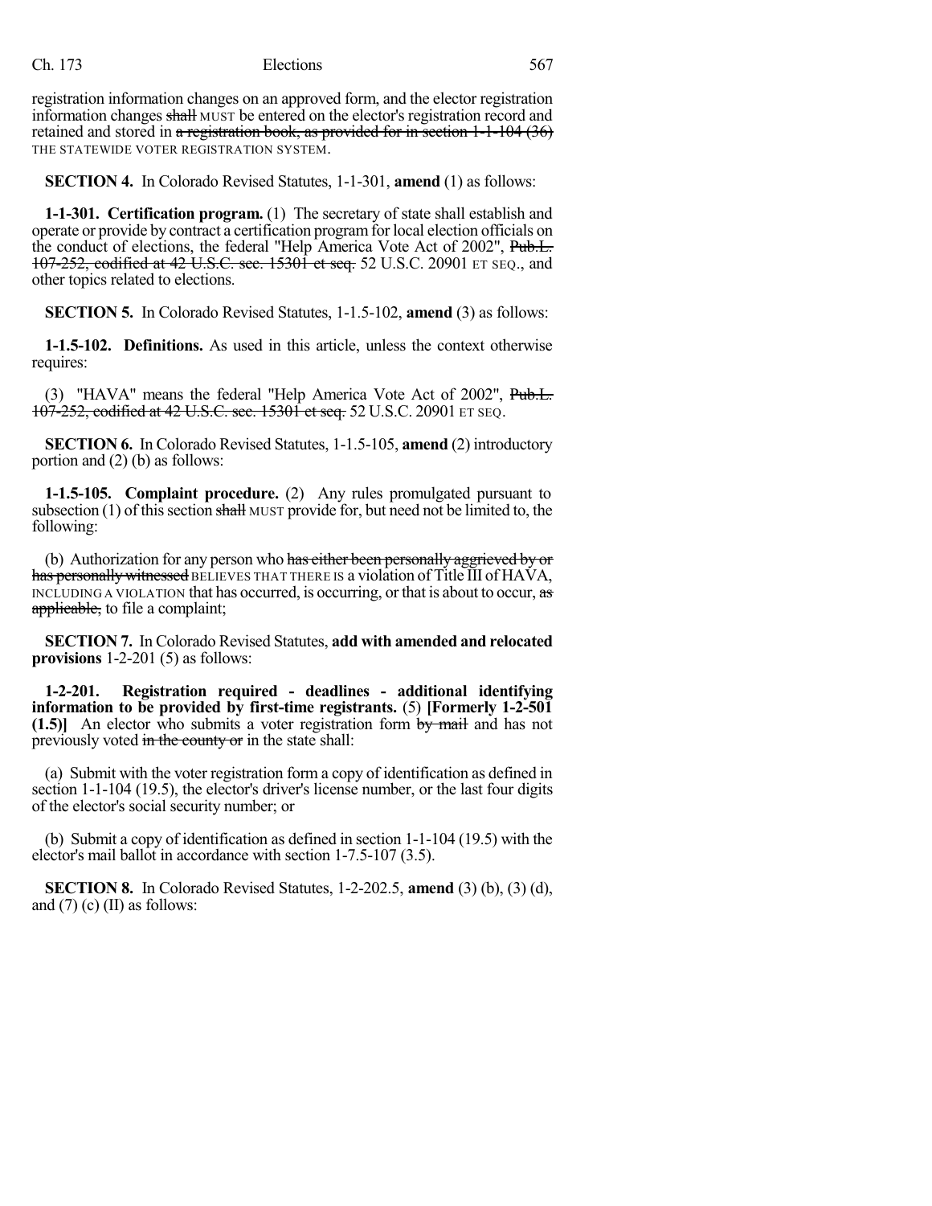registration information changes on an approved form, and the elector registration information changes ~~shall~~ MUST be entered on the elector's registration record and retained and stored in ~~a registration book, as provided for in section 1-1-104 (36)~~ THE STATEWIDE VOTER REGISTRATION SYSTEM.

**SECTION 4.** In Colorado Revised Statutes, 1-1-301, **amend** (1) as follows:

**1-1-301. Certification program.** (1) The secretary of state shall establish and operate or provide by contract a certification program for local election officials on the conduct of elections, the federal "Help America Vote Act of 2002", ~~Pub.L. 107-252, codified at 42 U.S.C. sec. 15301 et seq.~~ 52 U.S.C. 20901 ET SEQ., and other topics related to elections.

**SECTION 5.** In Colorado Revised Statutes, 1-1.5-102, **amend** (3) as follows:

**1-1.5-102. Definitions.** As used in this article, unless the context otherwise requires:

(3) "HAVA" means the federal "Help America Vote Act of 2002", ~~Pub.L. 107-252, codified at 42 U.S.C. sec. 15301 et seq.~~ 52 U.S.C. 20901 ET SEQ.

**SECTION 6.** In Colorado Revised Statutes, 1-1.5-105, **amend** (2) introductory portion and (2) (b) as follows:

**1-1.5-105. Complaint procedure.** (2) Any rules promulgated pursuant to subsection (1) of this section ~~shall~~ MUST provide for, but need not be limited to, the following:

(b) Authorization for any person who ~~has either been personally aggrieved by or has personally witnessed~~ BELIEVES THAT THERE IS a violation of Title III of HAVA, INCLUDING A VIOLATION that has occurred, is occurring, or that is about to occur, ~~as applicable,~~ to file a complaint;

**SECTION 7.** In Colorado Revised Statutes, **add with amended and relocated provisions** 1-2-201 (5) as follows:

**1-2-201. Registration required - deadlines - additional identifying information to be provided by first-time registrants.** (5) **[Formerly 1-2-501 (1.5)]** An elector who submits a voter registration form ~~by mail~~ and has not previously voted ~~in the county or~~ in the state shall:

(a) Submit with the voter registration form a copy of identification as defined in section 1-1-104 (19.5), the elector's driver's license number, or the last four digits of the elector's social security number; or

(b) Submit a copy of identification as defined in section 1-1-104 (19.5) with the elector's mail ballot in accordance with section 1-7.5-107 (3.5).

**SECTION 8.** In Colorado Revised Statutes, 1-2-202.5, **amend** (3) (b), (3) (d), and (7) (c) (II) as follows: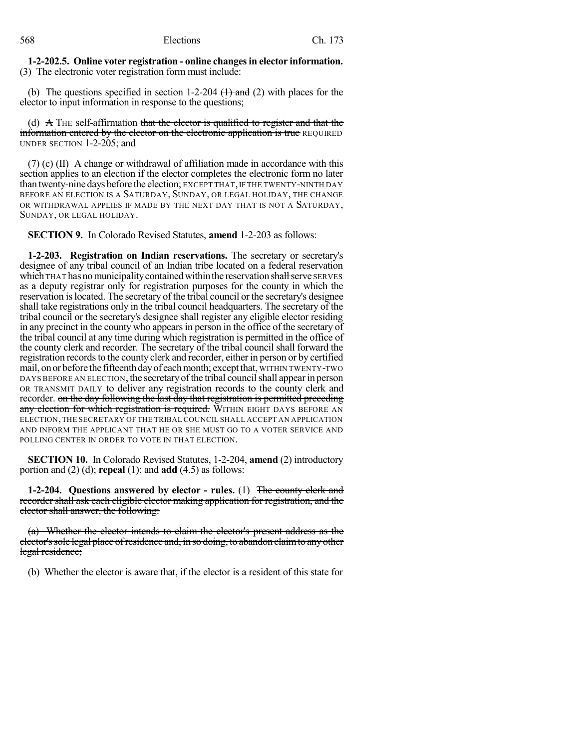**1-2-202.5. Online voter registration - online changes in elector information.** (3) The electronic voter registration form must include:

(b) The questions specified in section 1-2-204 (1) and (2) with places for the elector to input information in response to the questions;

(d) A THE self-affirmation that the elector is qualified to register and that the information entered by the elector on the electronic application is true REQUIRED UNDER SECTION 1-2-205; and

(7) (c) (II) A change or withdrawal of affiliation made in accordance with this section applies to an election if the elector completes the electronic form no later than twenty-nine days before the election; EXCEPT THAT, IF THE TWENTY-NINTH DAY BEFORE AN ELECTION IS A SATURDAY, SUNDAY, OR LEGAL HOLIDAY, THE CHANGE OR WITHDRAWAL APPLIES IF MADE BY THE NEXT DAY THAT IS NOT A SATURDAY, SUNDAY, OR LEGAL HOLIDAY.

**SECTION 9.** In Colorado Revised Statutes, **amend** 1-2-203 as follows:

**1-2-203. Registration on Indian reservations.** The secretary or secretary's designee of any tribal council of an Indian tribe located on a federal reservation which THAT has no municipality contained within the reservation shall serve SERVES as a deputy registrar only for registration purposes for the county in which the reservation is located. The secretary of the tribal council or the secretary's designee shall take registrations only in the tribal council headquarters. The secretary of the tribal council or the secretary's designee shall register any eligible elector residing in any precinct in the county who appears in person in the office of the secretary of the tribal council at any time during which registration is permitted in the office of the county clerk and recorder. The secretary of the tribal council shall forward the registration records to the county clerk and recorder, either in person or by certified mail, on or before the fifteenth day of each month; except that, WITHIN TWENTY-TWO DAYS BEFORE AN ELECTION, the secretary of the tribal council shall appear in person OR TRANSMIT DAILY to deliver any registration records to the county clerk and recorder. on the day following the last day that registration is permitted preceding any election for which registration is required. WITHIN EIGHT DAYS BEFORE AN ELECTION, THE SECRETARY OF THE TRIBAL COUNCIL SHALL ACCEPT AN APPLICATION AND INFORM THE APPLICANT THAT HE OR SHE MUST GO TO A VOTER SERVICE AND POLLING CENTER IN ORDER TO VOTE IN THAT ELECTION.

**SECTION 10.** In Colorado Revised Statutes, 1-2-204, **amend** (2) introductory portion and (2) (d); **repeal** (1); and **add** (4.5) as follows:

**1-2-204. Questions answered by elector - rules.** (1) The county clerk and recorder shall ask each eligible elector making application for registration, and the elector shall answer, the following:

(a) Whether the elector intends to claim the elector's present address as the elector's sole legal place of residence and, in so doing, to abandon claim to any other legal residence;

(b) Whether the elector is aware that, if the elector is a resident of this state for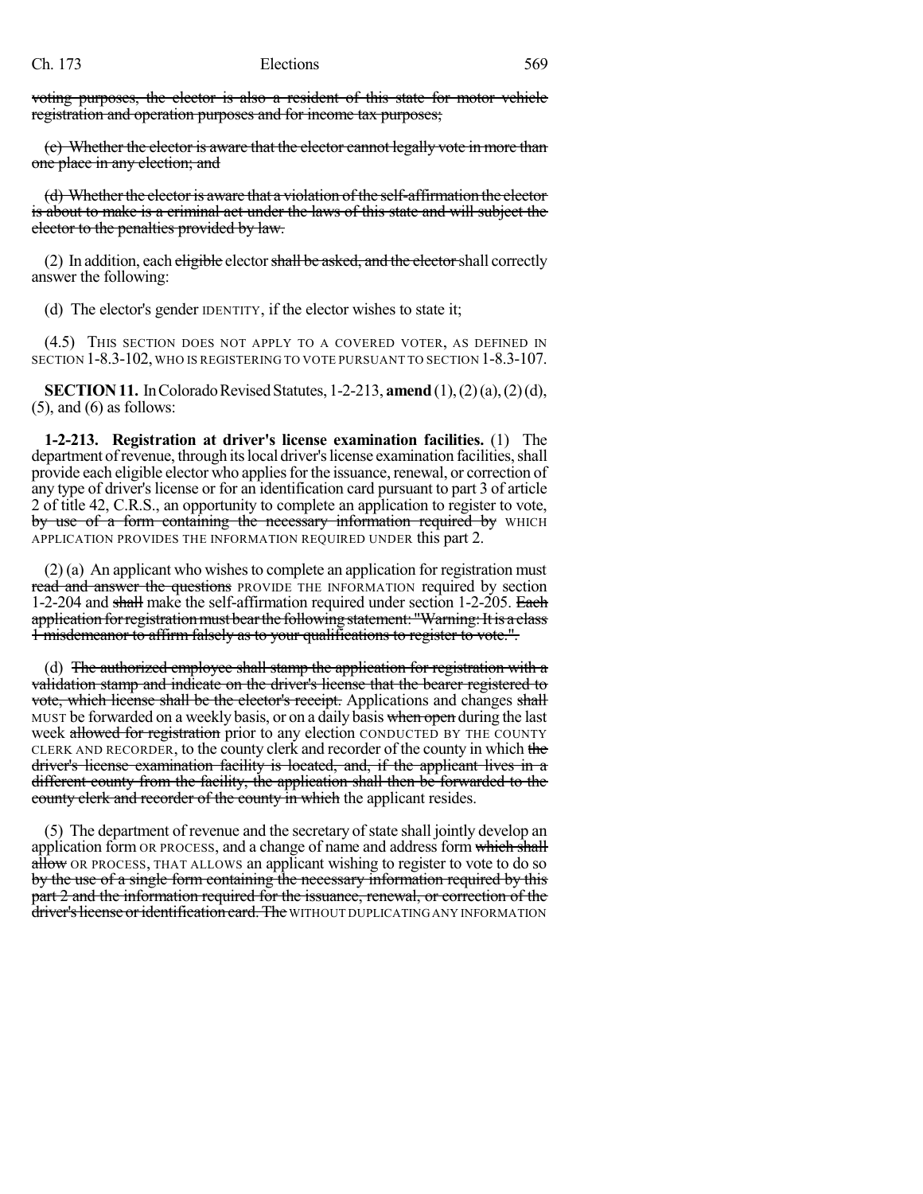~~voting purposes, the elector is also a resident of this state for motor vehicle registration and operation purposes and for income tax purposes;~~

~~(c) Whether the elector is aware that the elector cannot legally vote in more than one place in any election; and~~

~~(d) Whether the elector is aware that a violation of the self-affirmation the elector is about to make is a criminal act under the laws of this state and will subject the elector to the penalties provided by law.~~

(2) In addition, each ~~eligible~~ elector ~~shall be asked, and the elector~~ shall correctly answer the following:

(d) The elector's gender IDENTITY, if the elector wishes to state it;

(4.5) THIS SECTION DOES NOT APPLY TO A COVERED VOTER, AS DEFINED IN SECTION 1-8.3-102, WHO IS REGISTERING TO VOTE PURSUANT TO SECTION 1-8.3-107.

**SECTION 11.** In Colorado Revised Statutes, 1-2-213, **amend** (1), (2)(a), (2)(d), (5), and (6) as follows:

**1-2-213. Registration at driver's license examination facilities.** (1) The department of revenue, through its local driver's license examination facilities, shall provide each eligible elector who applies for the issuance, renewal, or correction of any type of driver's license or for an identification card pursuant to part 3 of article 2 of title 42, C.R.S., an opportunity to complete an application to register to vote, ~~by use of a form containing the necessary information required by~~ WHICH APPLICATION PROVIDES THE INFORMATION REQUIRED UNDER this part 2.

(2) (a) An applicant who wishes to complete an application for registration must ~~read and answer the questions~~ PROVIDE THE INFORMATION required by section 1-2-204 and ~~shall~~ make the self-affirmation required under section 1-2-205. ~~Each application for registration must bear the following statement: "Warning: It is a class 1 misdemeanor to affirm falsely as to your qualifications to register to vote.".~~

(d) ~~The authorized employee shall stamp the application for registration with a validation stamp and indicate on the driver's license that the bearer registered to vote, which license shall be the elector's receipt.~~ Applications and changes ~~shall~~ MUST be forwarded on a weekly basis, or on a daily basis ~~when open~~ during the last week ~~allowed for registration~~ prior to any election CONDUCTED BY THE COUNTY CLERK AND RECORDER, to the county clerk and recorder of the county in which ~~the driver's license examination facility is located, and, if the applicant lives in a different county from the facility, the application shall then be forwarded to the county clerk and recorder of the county in which~~ the applicant resides.

(5) The department of revenue and the secretary of state shall jointly develop an application form OR PROCESS, and a change of name and address form ~~which shall allow~~ OR PROCESS, THAT ALLOWS an applicant wishing to register to vote to do so ~~by the use of a single form containing the necessary information required by this part 2 and the information required for the issuance, renewal, or correction of the driver's license or identification card. The~~ WITHOUT DUPLICATING ANY INFORMATION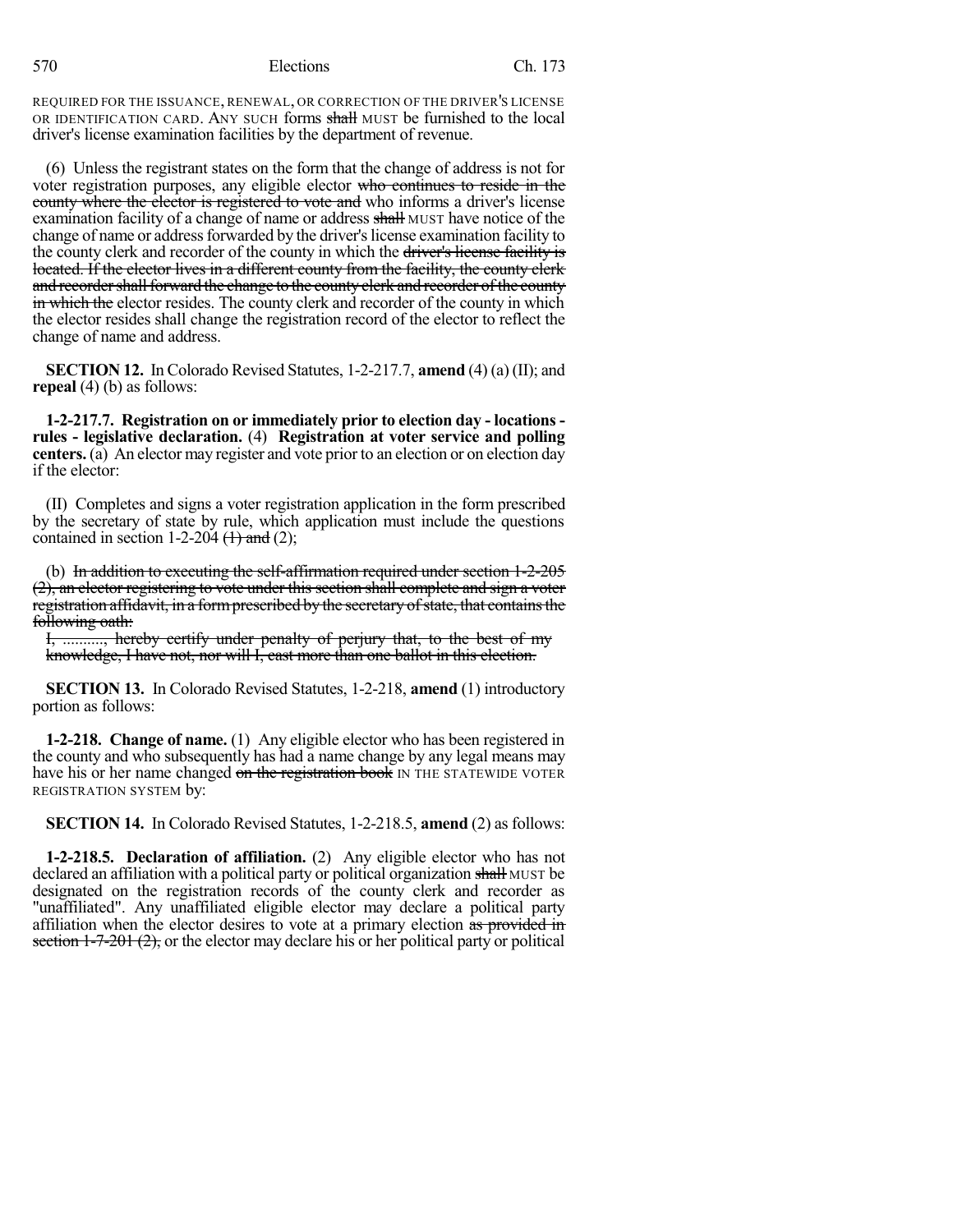REQUIRED FOR THE ISSUANCE, RENEWAL, OR CORRECTION OF THE DRIVER'S LICENSE OR IDENTIFICATION CARD. ANY SUCH forms ~~shall~~ MUST be furnished to the local driver's license examination facilities by the department of revenue.

(6) Unless the registrant states on the form that the change of address is not for voter registration purposes, any eligible elector ~~who continues to reside in the county where the elector is registered to vote and~~ who informs a driver's license examination facility of a change of name or address ~~shall~~ MUST have notice of the change of name or address forwarded by the driver's license examination facility to the county clerk and recorder of the county in which the ~~driver's license facility is located. If the elector lives in a different county from the facility, the county clerk and recorder shall forward the change to the county clerk and recorder of the county in which the~~ elector resides. The county clerk and recorder of the county in which the elector resides shall change the registration record of the elector to reflect the change of name and address.

**SECTION 12.** In Colorado Revised Statutes, 1-2-217.7, **amend** (4) (a) (II); and **repeal** (4) (b) as follows:

**1-2-217.7. Registration on or immediately prior to election day - locations - rules - legislative declaration.** (4) **Registration at voter service and polling centers.** (a) An elector may register and vote prior to an election or on election day if the elector:

(II) Completes and signs a voter registration application in the form prescribed by the secretary of state by rule, which application must include the questions contained in section 1-2-204 ~~(1) and~~ (2);

(b) ~~In addition to executing the self-affirmation required under section 1-2-205 (2), an elector registering to vote under this section shall complete and sign a voter registration affidavit, in a form prescribed by the secretary of state, that contains the following oath:~~

~~I, .........., hereby certify under penalty of perjury that, to the best of my knowledge, I have not, nor will I, cast more than one ballot in this election.~~

**SECTION 13.** In Colorado Revised Statutes, 1-2-218, **amend** (1) introductory portion as follows:

**1-2-218. Change of name.** (1) Any eligible elector who has been registered in the county and who subsequently has had a name change by any legal means may have his or her name changed ~~on the registration book~~ IN THE STATEWIDE VOTER REGISTRATION SYSTEM by:

**SECTION 14.** In Colorado Revised Statutes, 1-2-218.5, **amend** (2) as follows:

**1-2-218.5. Declaration of affiliation.** (2) Any eligible elector who has not declared an affiliation with a political party or political organization ~~shall~~ MUST be designated on the registration records of the county clerk and recorder as "unaffiliated". Any unaffiliated eligible elector may declare a political party affiliation when the elector desires to vote at a primary election ~~as provided in section 1-7-201 (2)~~, or the elector may declare his or her political party or political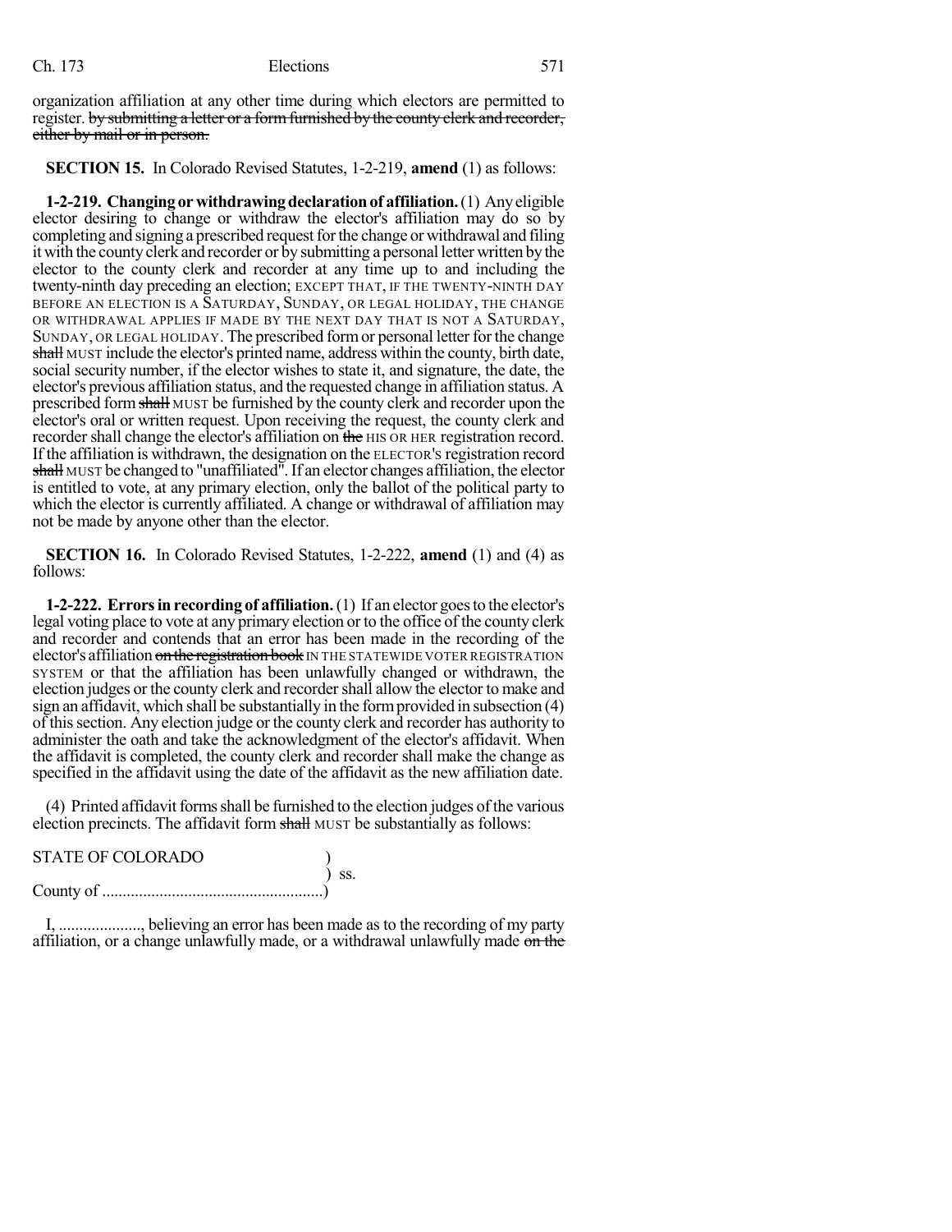organization affiliation at any other time during which electors are permitted to register. ~~by submitting a letter or a form furnished by the county clerk and recorder, either by mail or in person.~~

**SECTION 15.** In Colorado Revised Statutes, 1-2-219, **amend** (1) as follows:

**1-2-219. Changing or withdrawing declaration of affiliation.** (1) Any eligible elector desiring to change or withdraw the elector's affiliation may do so by completing and signing a prescribed request for the change or withdrawal and filing it with the county clerk and recorder or by submitting a personal letter written by the elector to the county clerk and recorder at any time up to and including the twenty-ninth day preceding an election; EXCEPT THAT, IF THE TWENTY-NINTH DAY BEFORE AN ELECTION IS A SATURDAY, SUNDAY, OR LEGAL HOLIDAY, THE CHANGE OR WITHDRAWAL APPLIES IF MADE BY THE NEXT DAY THAT IS NOT A SATURDAY, SUNDAY, OR LEGAL HOLIDAY. The prescribed form or personal letter for the change ~~shall~~ MUST include the elector's printed name, address within the county, birth date, social security number, if the elector wishes to state it, and signature, the date, the elector's previous affiliation status, and the requested change in affiliation status. A prescribed form ~~shall~~ MUST be furnished by the county clerk and recorder upon the elector's oral or written request. Upon receiving the request, the county clerk and recorder shall change the elector's affiliation on ~~the~~ HIS OR HER registration record. If the affiliation is withdrawn, the designation on the ELECTOR'S registration record ~~shall~~ MUST be changed to "unaffiliated". If an elector changes affiliation, the elector is entitled to vote, at any primary election, only the ballot of the political party to which the elector is currently affiliated. A change or withdrawal of affiliation may not be made by anyone other than the elector.

**SECTION 16.** In Colorado Revised Statutes, 1-2-222, **amend** (1) and (4) as follows:

**1-2-222. Errors in recording of affiliation.** (1) If an elector goes to the elector's legal voting place to vote at any primary election or to the office of the county clerk and recorder and contends that an error has been made in the recording of the elector's affiliation ~~on the registration book~~ IN THE STATEWIDE VOTER REGISTRATION SYSTEM or that the affiliation has been unlawfully changed or withdrawn, the election judges or the county clerk and recorder shall allow the elector to make and sign an affidavit, which shall be substantially in the form provided in subsection (4) of this section. Any election judge or the county clerk and recorder has authority to administer the oath and take the acknowledgment of the elector's affidavit. When the affidavit is completed, the county clerk and recorder shall make the change as specified in the affidavit using the date of the affidavit as the new affiliation date.

(4) Printed affidavit forms shall be furnished to the election judges of the various election precincts. The affidavit form ~~shall~~ MUST be substantially as follows:

STATE OF COLORADO )
) ss.
County of ......................................................)

I, ...................., believing an error has been made as to the recording of my party affiliation, or a change unlawfully made, or a withdrawal unlawfully made ~~on the~~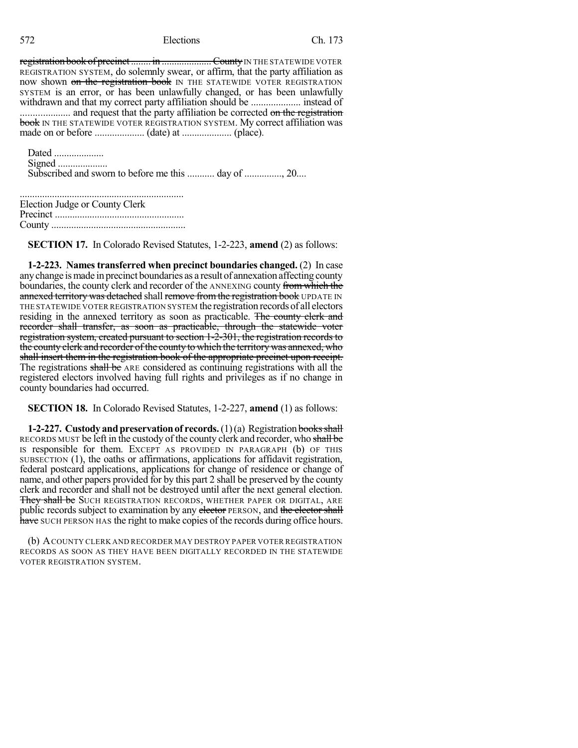~~registration book of precinct ........ in .................... County~~ IN THE STATEWIDE VOTER REGISTRATION SYSTEM, do solemnly swear, or affirm, that the party affiliation as now shown ~~on the registration book~~ IN THE STATEWIDE VOTER REGISTRATION SYSTEM is an error, or has been unlawfully changed, or has been unlawfully withdrawn and that my correct party affiliation should be .................... instead of .................... and request that the party affiliation be corrected ~~on the registration book~~ IN THE STATEWIDE VOTER REGISTRATION SYSTEM. My correct affiliation was made on or before .................... (date) at .................... (place).

Dated ....................
Signed ....................
Subscribed and sworn to before me this ........... day of ..............., 20....

..................................................................
Election Judge or County Clerk
Precinct ....................................................
County ......................................................

**SECTION 17.** In Colorado Revised Statutes, 1-2-223, **amend** (2) as follows:

**1-2-223. Names transferred when precinct boundaries changed.** (2) In case any change is made in precinct boundaries as a result of annexation affecting county boundaries, the county clerk and recorder of the ANNEXING county ~~from which the annexed territory was detached~~ shall ~~remove from the registration book~~ UPDATE IN THE STATEWIDE VOTER REGISTRATION SYSTEM the registration records of all electors residing in the annexed territory as soon as practicable. ~~The county clerk and recorder shall transfer, as soon as practicable, through the statewide voter registration system, created pursuant to section 1-2-301, the registration records to the county clerk and recorder of the county to which the territory was annexed, who shall insert them in the registration book of the appropriate precinct upon receipt.~~ The registrations ~~shall be~~ ARE considered as continuing registrations with all the registered electors involved having full rights and privileges as if no change in county boundaries had occurred.

**SECTION 18.** In Colorado Revised Statutes, 1-2-227, **amend** (1) as follows:

**1-2-227. Custody and preservation of records.** (1) (a) Registration ~~books shall~~ RECORDS MUST be left in the custody of the county clerk and recorder, who ~~shall be~~ IS responsible for them. EXCEPT AS PROVIDED IN PARAGRAPH (b) OF THIS SUBSECTION (1), the oaths or affirmations, applications for affidavit registration, federal postcard applications, applications for change of residence or change of name, and other papers provided for by this part 2 shall be preserved by the county clerk and recorder and shall not be destroyed until after the next general election. ~~They shall be~~ SUCH REGISTRATION RECORDS, WHETHER PAPER OR DIGITAL, ARE public records subject to examination by any ~~elector~~ PERSON, and ~~the elector shall have~~ SUCH PERSON HAS the right to make copies of the records during office hours.

(b) A COUNTY CLERK AND RECORDER MAY DESTROY PAPER VOTER REGISTRATION RECORDS AS SOON AS THEY HAVE BEEN DIGITALLY RECORDED IN THE STATEWIDE VOTER REGISTRATION SYSTEM.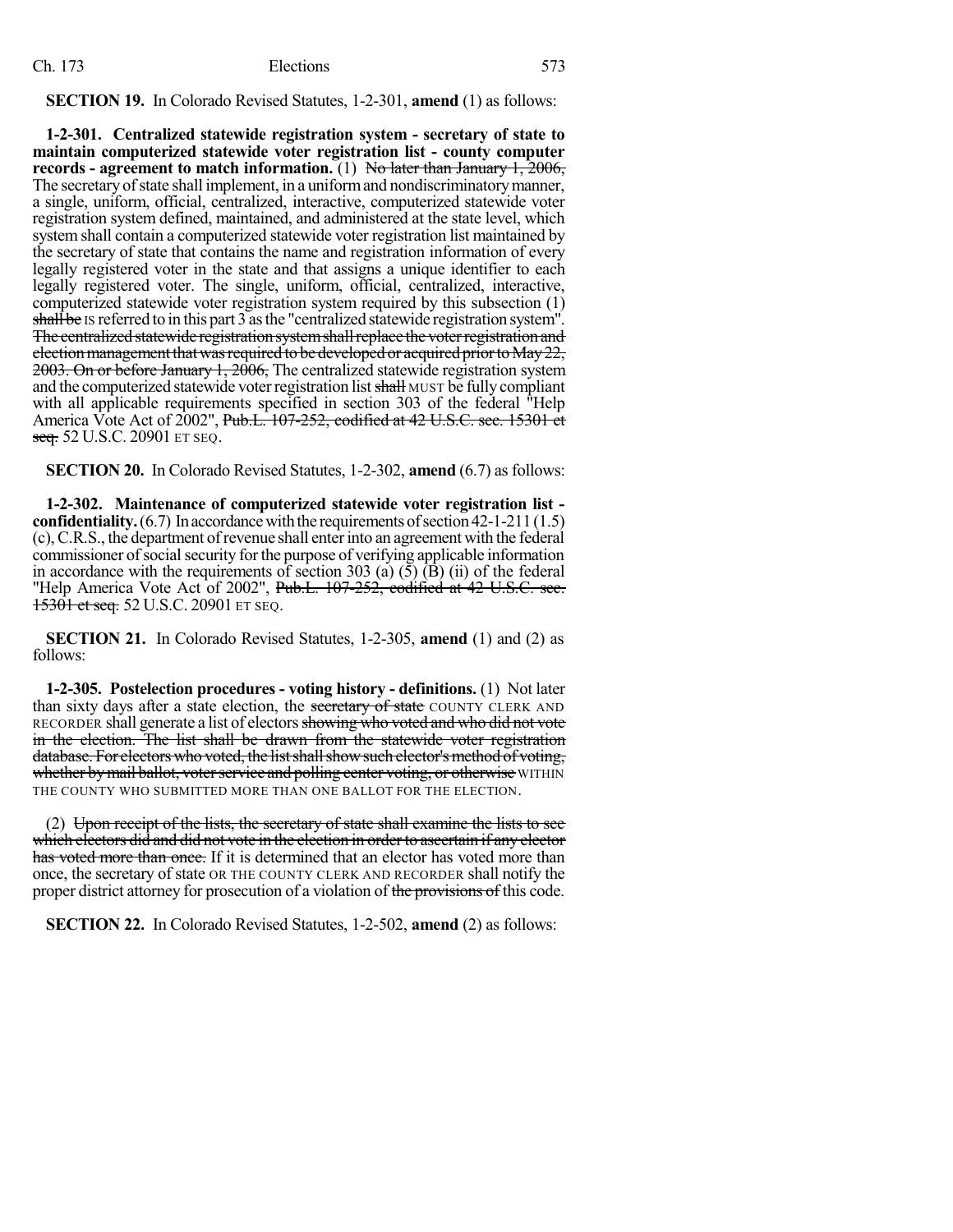**SECTION 19.** In Colorado Revised Statutes, 1-2-301, **amend** (1) as follows:

**1-2-301. Centralized statewide registration system - secretary of state to maintain computerized statewide voter registration list - county computer records - agreement to match information.** (1) ~~No later than January 1, 2006,~~ The secretary of state shall implement, in a uniform and nondiscriminatory manner, a single, uniform, official, centralized, interactive, computerized statewide voter registration system defined, maintained, and administered at the state level, which system shall contain a computerized statewide voter registration list maintained by the secretary of state that contains the name and registration information of every legally registered voter in the state and that assigns a unique identifier to each legally registered voter. The single, uniform, official, centralized, interactive, computerized statewide voter registration system required by this subsection (1) ~~shall be~~ IS referred to in this part 3 as the "centralized statewide registration system". ~~The centralized statewide registration system shall replace the voter registration and election management that was required to be developed or acquired prior to May 22, 2003. On or before January 1, 2006,~~ The centralized statewide registration system and the computerized statewide voter registration list ~~shall~~ MUST be fully compliant with all applicable requirements specified in section 303 of the federal "Help America Vote Act of 2002", ~~Pub.L. 107-252, codified at 42 U.S.C. sec. 15301 et seq.~~ 52 U.S.C. 20901 ET SEQ.

**SECTION 20.** In Colorado Revised Statutes, 1-2-302, **amend** (6.7) as follows:

**1-2-302. Maintenance of computerized statewide voter registration list - confidentiality.** (6.7) In accordance with the requirements of section 42-1-211 (1.5) (c), C.R.S., the department of revenue shall enter into an agreement with the federal commissioner of social security for the purpose of verifying applicable information in accordance with the requirements of section 303 (a) (5) (B) (ii) of the federal "Help America Vote Act of 2002", ~~Pub.L. 107-252, codified at 42 U.S.C. sec. 15301 et seq.~~ 52 U.S.C. 20901 ET SEQ.

**SECTION 21.** In Colorado Revised Statutes, 1-2-305, **amend** (1) and (2) as follows:

**1-2-305. Postelection procedures - voting history - definitions.** (1) Not later than sixty days after a state election, the ~~secretary of state~~ COUNTY CLERK AND RECORDER shall generate a list of electors ~~showing who voted and who did not vote in the election. The list shall be drawn from the statewide voter registration database. For electors who voted, the list shall show such elector's method of voting, whether by mail ballot, voter service and polling center voting, or otherwise~~ WITHIN THE COUNTY WHO SUBMITTED MORE THAN ONE BALLOT FOR THE ELECTION.

(2) ~~Upon receipt of the lists, the secretary of state shall examine the lists to see which electors did and did not vote in the election in order to ascertain if any elector has voted more than once.~~ If it is determined that an elector has voted more than once, the secretary of state OR THE COUNTY CLERK AND RECORDER shall notify the proper district attorney for prosecution of a violation of ~~the provisions of~~ this code.

**SECTION 22.** In Colorado Revised Statutes, 1-2-502, **amend** (2) as follows: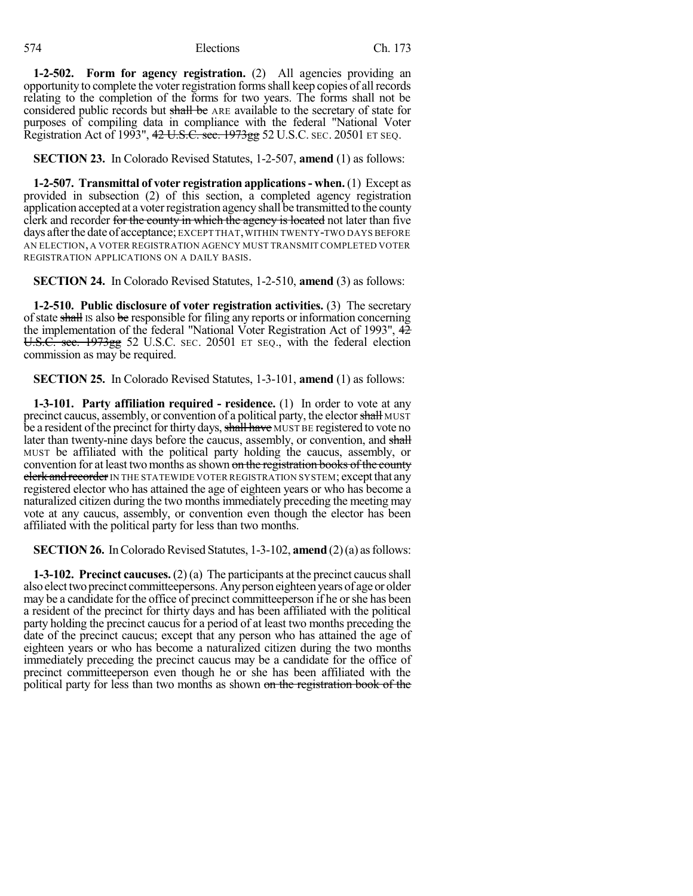**1-2-502. Form for agency registration.** (2) All agencies providing an opportunity to complete the voter registration forms shall keep copies of all records relating to the completion of the forms for two years. The forms shall not be considered public records but ~~shall be~~ ARE available to the secretary of state for purposes of compiling data in compliance with the federal "National Voter Registration Act of 1993", ~~42 U.S.C. sec. 1973gg~~ 52 U.S.C. SEC. 20501 ET SEQ.

**SECTION 23.** In Colorado Revised Statutes, 1-2-507, **amend** (1) as follows:

**1-2-507. Transmittal of voter registration applications - when.** (1) Except as provided in subsection (2) of this section, a completed agency registration application accepted at a voter registration agency shall be transmitted to the county clerk and recorder ~~for the county in which the agency is located~~ not later than five days after the date of acceptance; EXCEPT THAT, WITHIN TWENTY-TWO DAYS BEFORE AN ELECTION, A VOTER REGISTRATION AGENCY MUST TRANSMIT COMPLETED VOTER REGISTRATION APPLICATIONS ON A DAILY BASIS.

**SECTION 24.** In Colorado Revised Statutes, 1-2-510, **amend** (3) as follows:

**1-2-510. Public disclosure of voter registration activities.** (3) The secretary of state ~~shall~~ IS also ~~be~~ responsible for filing any reports or information concerning the implementation of the federal "National Voter Registration Act of 1993", ~~42 U.S.C. sec. 1973gg~~ 52 U.S.C. SEC. 20501 ET SEQ., with the federal election commission as may be required.

**SECTION 25.** In Colorado Revised Statutes, 1-3-101, **amend** (1) as follows:

**1-3-101. Party affiliation required - residence.** (1) In order to vote at any precinct caucus, assembly, or convention of a political party, the elector ~~shall~~ MUST be a resident of the precinct for thirty days, ~~shall have~~ MUST BE registered to vote no later than twenty-nine days before the caucus, assembly, or convention, and ~~shall~~ MUST be affiliated with the political party holding the caucus, assembly, or convention for at least two months as shown ~~on the registration books of the county clerk and recorder~~ IN THE STATEWIDE VOTER REGISTRATION SYSTEM; except that any registered elector who has attained the age of eighteen years or who has become a naturalized citizen during the two months immediately preceding the meeting may vote at any caucus, assembly, or convention even though the elector has been affiliated with the political party for less than two months.

**SECTION 26.** In Colorado Revised Statutes, 1-3-102, **amend** (2)(a) as follows:

**1-3-102. Precinct caucuses.** (2) (a) The participants at the precinct caucus shall also elect two precinct committeepersons. Any person eighteen years of age or older may be a candidate for the office of precinct committeeperson if he or she has been a resident of the precinct for thirty days and has been affiliated with the political party holding the precinct caucus for a period of at least two months preceding the date of the precinct caucus; except that any person who has attained the age of eighteen years or who has become a naturalized citizen during the two months immediately preceding the precinct caucus may be a candidate for the office of precinct committeeperson even though he or she has been affiliated with the political party for less than two months as shown ~~on the registration book of the~~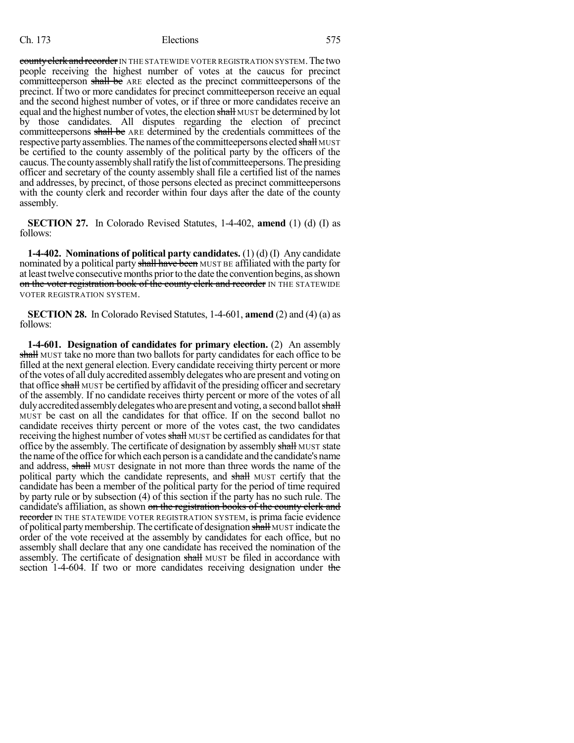county clerk and recorder IN THE STATEWIDE VOTER REGISTRATION SYSTEM. The two people receiving the highest number of votes at the caucus for precinct committeeperson shall be ARE elected as the precinct committeepersons of the precinct. If two or more candidates for precinct committeeperson receive an equal and the second highest number of votes, or if three or more candidates receive an equal and the highest number of votes, the election shall MUST be determined by lot by those candidates. All disputes regarding the election of precinct committeepersons shall be ARE determined by the credentials committees of the respective party assemblies. The names of the committeepersons elected shall MUST be certified to the county assembly of the political party by the officers of the caucus. The county assembly shall ratify the list of committeepersons. The presiding officer and secretary of the county assembly shall file a certified list of the names and addresses, by precinct, of those persons elected as precinct committeepersons with the county clerk and recorder within four days after the date of the county assembly.

**SECTION 27.** In Colorado Revised Statutes, 1-4-402, **amend** (1) (d) (I) as follows:

**1-4-402. Nominations of political party candidates.** (1) (d) (I) Any candidate nominated by a political party shall have been MUST BE affiliated with the party for at least twelve consecutive months prior to the date the convention begins, as shown on the voter registration book of the county clerk and recorder IN THE STATEWIDE VOTER REGISTRATION SYSTEM.

**SECTION 28.** In Colorado Revised Statutes, 1-4-601, **amend** (2) and (4) (a) as follows:

**1-4-601. Designation of candidates for primary election.** (2) An assembly shall MUST take no more than two ballots for party candidates for each office to be filled at the next general election. Every candidate receiving thirty percent or more of the votes of all duly accredited assembly delegates who are present and voting on that office shall MUST be certified by affidavit of the presiding officer and secretary of the assembly. If no candidate receives thirty percent or more of the votes of all duly accredited assembly delegates who are present and voting, a second ballot shall MUST be cast on all the candidates for that office. If on the second ballot no candidate receives thirty percent or more of the votes cast, the two candidates receiving the highest number of votes shall MUST be certified as candidates for that office by the assembly. The certificate of designation by assembly shall MUST state the name of the office for which each person is a candidate and the candidate's name and address, shall MUST designate in not more than three words the name of the political party which the candidate represents, and shall MUST certify that the candidate has been a member of the political party for the period of time required by party rule or by subsection (4) of this section if the party has no such rule. The candidate's affiliation, as shown on the registration books of the county clerk and recorder IN THE STATEWIDE VOTER REGISTRATION SYSTEM, is prima facie evidence of political party membership. The certificate of designation shall MUST indicate the order of the vote received at the assembly by candidates for each office, but no assembly shall declare that any one candidate has received the nomination of the assembly. The certificate of designation shall MUST be filed in accordance with section 1-4-604. If two or more candidates receiving designation under the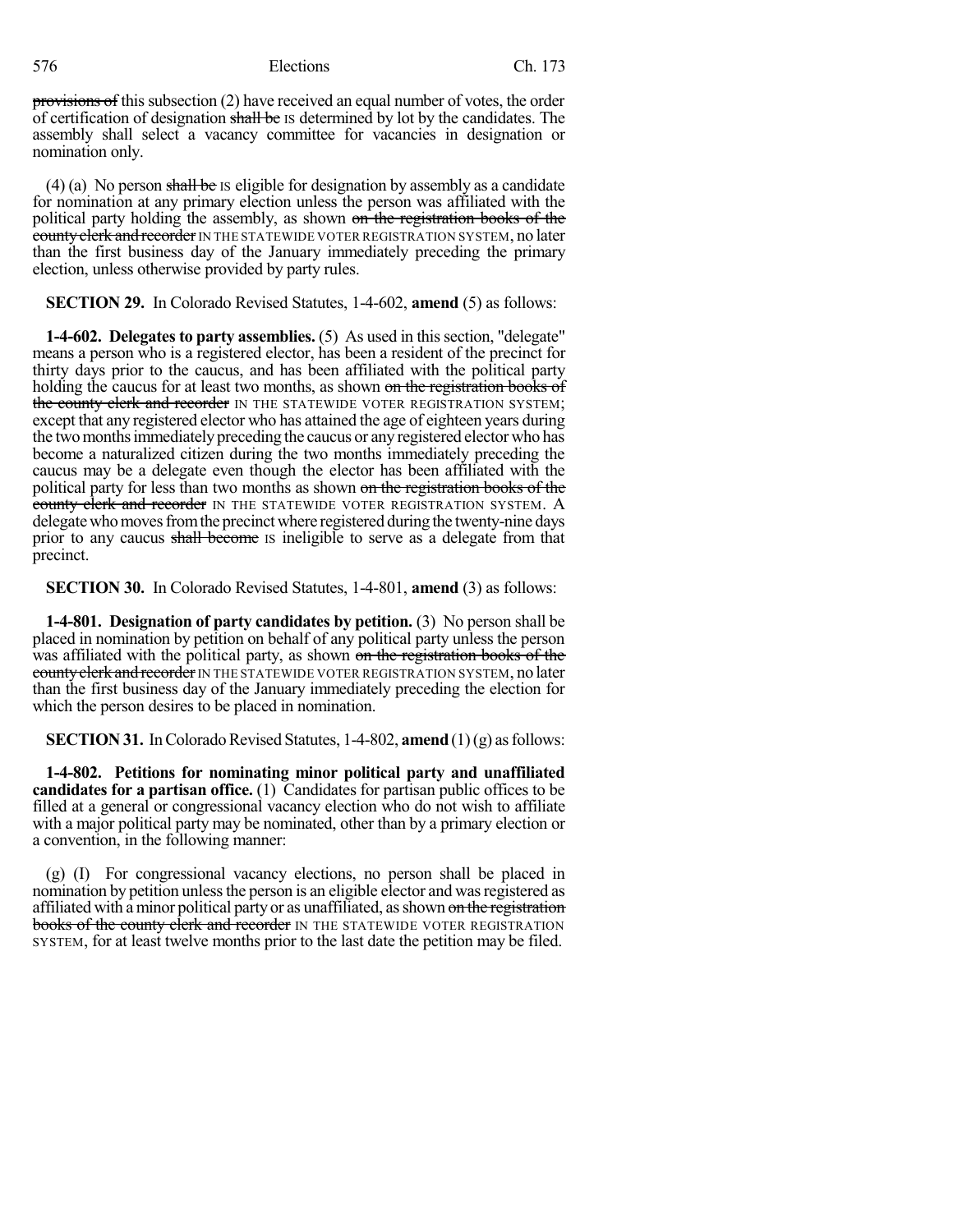~~provisions of~~ this subsection (2) have received an equal number of votes, the order of certification of designation ~~shall be~~ IS determined by lot by the candidates. The assembly shall select a vacancy committee for vacancies in designation or nomination only.

(4) (a) No person ~~shall be~~ IS eligible for designation by assembly as a candidate for nomination at any primary election unless the person was affiliated with the political party holding the assembly, as shown ~~on the registration books of the county clerk and recorder~~ IN THE STATEWIDE VOTER REGISTRATION SYSTEM, no later than the first business day of the January immediately preceding the primary election, unless otherwise provided by party rules.

**SECTION 29.** In Colorado Revised Statutes, 1-4-602, **amend** (5) as follows:

**1-4-602. Delegates to party assemblies.** (5) As used in this section, "delegate" means a person who is a registered elector, has been a resident of the precinct for thirty days prior to the caucus, and has been affiliated with the political party holding the caucus for at least two months, as shown ~~on the registration books of the county clerk and recorder~~ IN THE STATEWIDE VOTER REGISTRATION SYSTEM; except that any registered elector who has attained the age of eighteen years during the two months immediately preceding the caucus or any registered elector who has become a naturalized citizen during the two months immediately preceding the caucus may be a delegate even though the elector has been affiliated with the political party for less than two months as shown ~~on the registration books of the county clerk and recorder~~ IN THE STATEWIDE VOTER REGISTRATION SYSTEM. A delegate who moves from the precinct where registered during the twenty-nine days prior to any caucus ~~shall become~~ IS ineligible to serve as a delegate from that precinct.

**SECTION 30.** In Colorado Revised Statutes, 1-4-801, **amend** (3) as follows:

**1-4-801. Designation of party candidates by petition.** (3) No person shall be placed in nomination by petition on behalf of any political party unless the person was affiliated with the political party, as shown ~~on the registration books of the county clerk and recorder~~ IN THE STATEWIDE VOTER REGISTRATION SYSTEM, no later than the first business day of the January immediately preceding the election for which the person desires to be placed in nomination.

**SECTION 31.** In Colorado Revised Statutes, 1-4-802, **amend** (1) (g) as follows:

**1-4-802. Petitions for nominating minor political party and unaffiliated candidates for a partisan office.** (1) Candidates for partisan public offices to be filled at a general or congressional vacancy election who do not wish to affiliate with a major political party may be nominated, other than by a primary election or a convention, in the following manner:

(g) (I) For congressional vacancy elections, no person shall be placed in nomination by petition unless the person is an eligible elector and was registered as affiliated with a minor political party or as unaffiliated, as shown ~~on the registration books of the county clerk and recorder~~ IN THE STATEWIDE VOTER REGISTRATION SYSTEM, for at least twelve months prior to the last date the petition may be filed.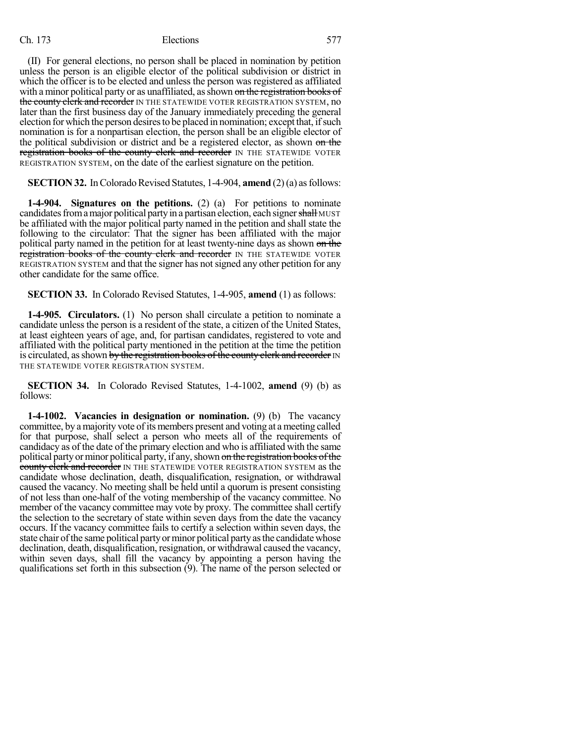(II) For general elections, no person shall be placed in nomination by petition unless the person is an eligible elector of the political subdivision or district in which the officer is to be elected and unless the person was registered as affiliated with a minor political party or as unaffiliated, as shown ~~on the registration books of the county clerk and recorder~~ IN THE STATEWIDE VOTER REGISTRATION SYSTEM, no later than the first business day of the January immediately preceding the general election for which the person desires to be placed in nomination; except that, if such nomination is for a nonpartisan election, the person shall be an eligible elector of the political subdivision or district and be a registered elector, as shown ~~on the registration books of the county clerk and recorder~~ IN THE STATEWIDE VOTER REGISTRATION SYSTEM, on the date of the earliest signature on the petition.

**SECTION 32.** In Colorado Revised Statutes, 1-4-904, **amend** (2) (a) as follows:

**1-4-904. Signatures on the petitions.** (2) (a) For petitions to nominate candidates from a major political party in a partisan election, each signer ~~shall~~ MUST be affiliated with the major political party named in the petition and shall state the following to the circulator: That the signer has been affiliated with the major political party named in the petition for at least twenty-nine days as shown ~~on the registration books of the county clerk and recorder~~ IN THE STATEWIDE VOTER REGISTRATION SYSTEM and that the signer has not signed any other petition for any other candidate for the same office.

**SECTION 33.** In Colorado Revised Statutes, 1-4-905, **amend** (1) as follows:

**1-4-905. Circulators.** (1) No person shall circulate a petition to nominate a candidate unless the person is a resident of the state, a citizen of the United States, at least eighteen years of age, and, for partisan candidates, registered to vote and affiliated with the political party mentioned in the petition at the time the petition is circulated, as shown ~~by the registration books of the county clerk and recorder~~ IN THE STATEWIDE VOTER REGISTRATION SYSTEM.

**SECTION 34.** In Colorado Revised Statutes, 1-4-1002, **amend** (9) (b) as follows:

**1-4-1002. Vacancies in designation or nomination.** (9) (b) The vacancy committee, by a majority vote of its members present and voting at a meeting called for that purpose, shall select a person who meets all of the requirements of candidacy as of the date of the primary election and who is affiliated with the same political party or minor political party, if any, shown ~~on the registration books of the county clerk and recorder~~ IN THE STATEWIDE VOTER REGISTRATION SYSTEM as the candidate whose declination, death, disqualification, resignation, or withdrawal caused the vacancy. No meeting shall be held until a quorum is present consisting of not less than one-half of the voting membership of the vacancy committee. No member of the vacancy committee may vote by proxy. The committee shall certify the selection to the secretary of state within seven days from the date the vacancy occurs. If the vacancy committee fails to certify a selection within seven days, the state chair of the same political party or minor political party as the candidate whose declination, death, disqualification, resignation, or withdrawal caused the vacancy, within seven days, shall fill the vacancy by appointing a person having the qualifications set forth in this subsection (9). The name of the person selected or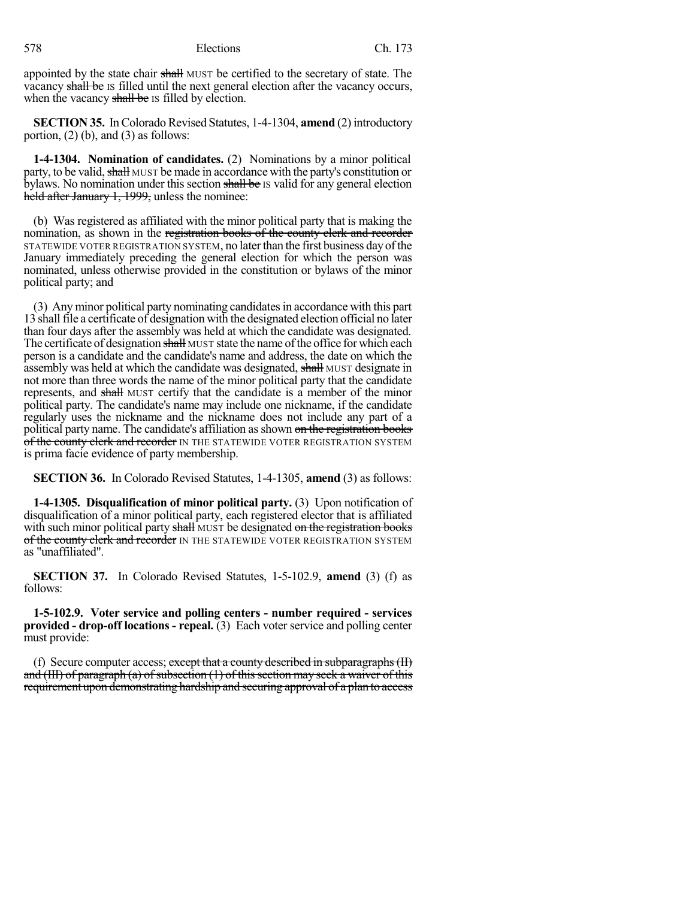appointed by the state chair ~~shall~~ MUST be certified to the secretary of state. The vacancy ~~shall be~~ IS filled until the next general election after the vacancy occurs, when the vacancy ~~shall be~~ IS filled by election.

**SECTION 35.** In Colorado Revised Statutes, 1-4-1304, **amend** (2) introductory portion, (2) (b), and (3) as follows:

**1-4-1304. Nomination of candidates.** (2) Nominations by a minor political party, to be valid, ~~shall~~ MUST be made in accordance with the party's constitution or bylaws. No nomination under this section ~~shall be~~ IS valid for any general election ~~held after January 1, 1999,~~ unless the nominee:

(b) Was registered as affiliated with the minor political party that is making the nomination, as shown in the ~~registration books of the county clerk and recorder~~ STATEWIDE VOTER REGISTRATION SYSTEM, no later than the first business day of the January immediately preceding the general election for which the person was nominated, unless otherwise provided in the constitution or bylaws of the minor political party; and

(3) Any minor political party nominating candidates in accordance with this part 13 shall file a certificate of designation with the designated election official no later than four days after the assembly was held at which the candidate was designated. The certificate of designation ~~shall~~ MUST state the name of the office for which each person is a candidate and the candidate's name and address, the date on which the assembly was held at which the candidate was designated, ~~shall~~ MUST designate in not more than three words the name of the minor political party that the candidate represents, and ~~shall~~ MUST certify that the candidate is a member of the minor political party. The candidate's name may include one nickname, if the candidate regularly uses the nickname and the nickname does not include any part of a political party name. The candidate's affiliation as shown ~~on the registration books of the county clerk and recorder~~ IN THE STATEWIDE VOTER REGISTRATION SYSTEM is prima facie evidence of party membership.

**SECTION 36.** In Colorado Revised Statutes, 1-4-1305, **amend** (3) as follows:

**1-4-1305. Disqualification of minor political party.** (3) Upon notification of disqualification of a minor political party, each registered elector that is affiliated with such minor political party ~~shall~~ MUST be designated ~~on the registration books of the county clerk and recorder~~ IN THE STATEWIDE VOTER REGISTRATION SYSTEM as "unaffiliated".

**SECTION 37.** In Colorado Revised Statutes, 1-5-102.9, **amend** (3) (f) as follows:

**1-5-102.9. Voter service and polling centers - number required - services provided - drop-off locations - repeal.** (3) Each voter service and polling center must provide:

(f) Secure computer access; ~~except that a county described in subparagraphs (II) and (III) of paragraph (a) of subsection (1) of this section may seek a waiver of this requirement upon demonstrating hardship and securing approval of a plan to access~~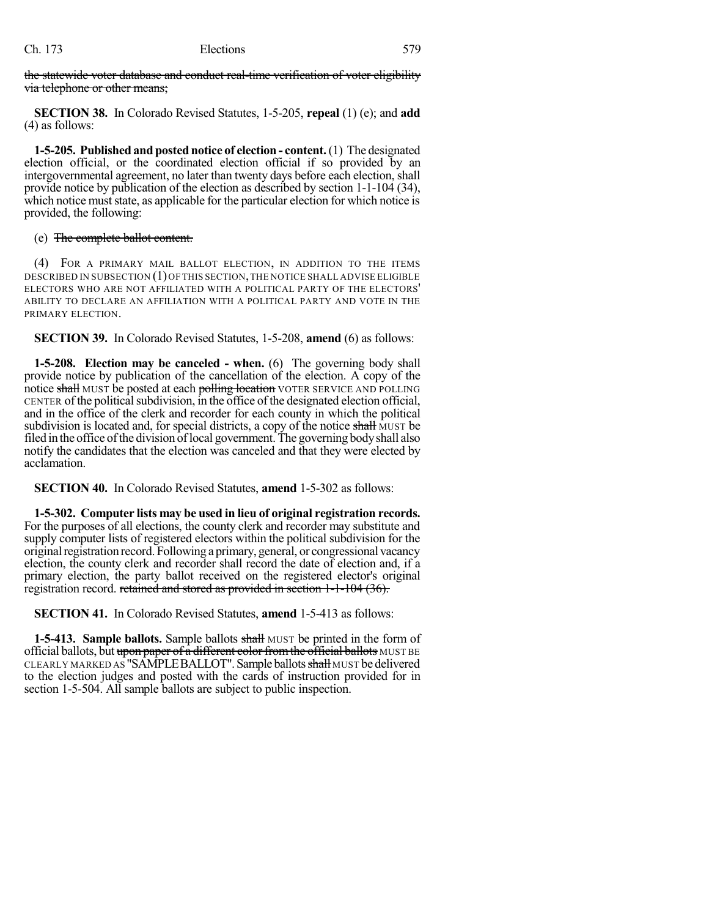the statewide voter database and conduct real-time verification of voter eligibility via telephone or other means;

**SECTION 38.** In Colorado Revised Statutes, 1-5-205, **repeal** (1) (e); and **add** (4) as follows:

**1-5-205. Published and posted notice of election - content.** (1) The designated election official, or the coordinated election official if so provided by an intergovernmental agreement, no later than twenty days before each election, shall provide notice by publication of the election as described by section 1-1-104 (34), which notice must state, as applicable for the particular election for which notice is provided, the following:

(e) The complete ballot content.

(4) FOR A PRIMARY MAIL BALLOT ELECTION, IN ADDITION TO THE ITEMS DESCRIBED IN SUBSECTION (1) OF THIS SECTION, THE NOTICE SHALL ADVISE ELIGIBLE ELECTORS WHO ARE NOT AFFILIATED WITH A POLITICAL PARTY OF THE ELECTORS' ABILITY TO DECLARE AN AFFILIATION WITH A POLITICAL PARTY AND VOTE IN THE PRIMARY ELECTION.

**SECTION 39.** In Colorado Revised Statutes, 1-5-208, **amend** (6) as follows:

**1-5-208. Election may be canceled - when.** (6) The governing body shall provide notice by publication of the cancellation of the election. A copy of the notice shall MUST be posted at each polling location VOTER SERVICE AND POLLING CENTER of the political subdivision, in the office of the designated election official, and in the office of the clerk and recorder for each county in which the political subdivision is located and, for special districts, a copy of the notice shall MUST be filed in the office of the division of local government. The governing body shall also notify the candidates that the election was canceled and that they were elected by acclamation.

**SECTION 40.** In Colorado Revised Statutes, **amend** 1-5-302 as follows:

**1-5-302. Computer lists may be used in lieu of original registration records.** For the purposes of all elections, the county clerk and recorder may substitute and supply computer lists of registered electors within the political subdivision for the original registration record. Following a primary, general, or congressional vacancy election, the county clerk and recorder shall record the date of election and, if a primary election, the party ballot received on the registered elector's original registration record. retained and stored as provided in section 1-1-104 (36).

**SECTION 41.** In Colorado Revised Statutes, **amend** 1-5-413 as follows:

**1-5-413. Sample ballots.** Sample ballots shall MUST be printed in the form of official ballots, but upon paper of a different color from the official ballots MUST BE CLEARLY MARKED AS "SAMPLE BALLOT". Sample ballots shall MUST be delivered to the election judges and posted with the cards of instruction provided for in section 1-5-504. All sample ballots are subject to public inspection.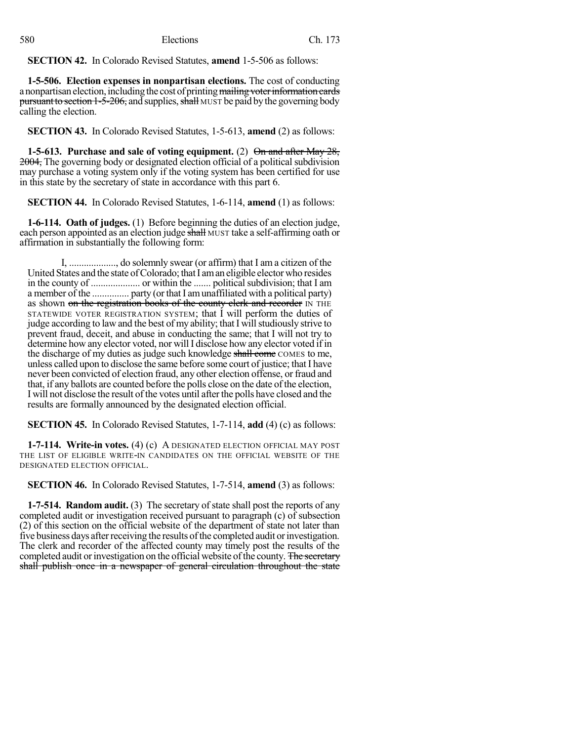**SECTION 42.** In Colorado Revised Statutes, **amend** 1-5-506 as follows:

**1-5-506. Election expenses in nonpartisan elections.** The cost of conducting a nonpartisan election, including the cost of printing ~~mailing voter information cards pursuant to section 1-5-206,~~ and supplies, ~~shall~~ MUST be paid by the governing body calling the election.

**SECTION 43.** In Colorado Revised Statutes, 1-5-613, **amend** (2) as follows:

**1-5-613. Purchase and sale of voting equipment.** (2) ~~On and after May 28, 2004,~~ The governing body or designated election official of a political subdivision may purchase a voting system only if the voting system has been certified for use in this state by the secretary of state in accordance with this part 6.

**SECTION 44.** In Colorado Revised Statutes, 1-6-114, **amend** (1) as follows:

**1-6-114. Oath of judges.** (1) Before beginning the duties of an election judge, each person appointed as an election judge ~~shall~~ MUST take a self-affirming oath or affirmation in substantially the following form:

> I, .................., do solemnly swear (or affirm) that I am a citizen of the United States and the state of Colorado; that I am an eligible elector who resides in the county of ................... or within the ....... political subdivision; that I am a member of the ............... party (or that I am unaffiliated with a political party) as shown ~~on the registration books of the county clerk and recorder~~ IN THE STATEWIDE VOTER REGISTRATION SYSTEM; that I will perform the duties of judge according to law and the best of my ability; that I will studiously strive to prevent fraud, deceit, and abuse in conducting the same; that I will not try to determine how any elector voted, nor will I disclose how any elector voted if in the discharge of my duties as judge such knowledge ~~shall come~~ COMES to me, unless called upon to disclose the same before some court of justice; that I have never been convicted of election fraud, any other election offense, or fraud and that, if any ballots are counted before the polls close on the date of the election, I will not disclose the result of the votes until after the polls have closed and the results are formally announced by the designated election official.

**SECTION 45.** In Colorado Revised Statutes, 1-7-114, **add** (4) (c) as follows:

**1-7-114. Write-in votes.** (4) (c) A DESIGNATED ELECTION OFFICIAL MAY POST THE LIST OF ELIGIBLE WRITE-IN CANDIDATES ON THE OFFICIAL WEBSITE OF THE DESIGNATED ELECTION OFFICIAL.

**SECTION 46.** In Colorado Revised Statutes, 1-7-514, **amend** (3) as follows:

**1-7-514. Random audit.** (3) The secretary of state shall post the reports of any completed audit or investigation received pursuant to paragraph (c) of subsection (2) of this section on the official website of the department of state not later than five business days after receiving the results of the completed audit or investigation. The clerk and recorder of the affected county may timely post the results of the completed audit or investigation on the official website of the county. ~~The secretary shall publish once in a newspaper of general circulation throughout the state~~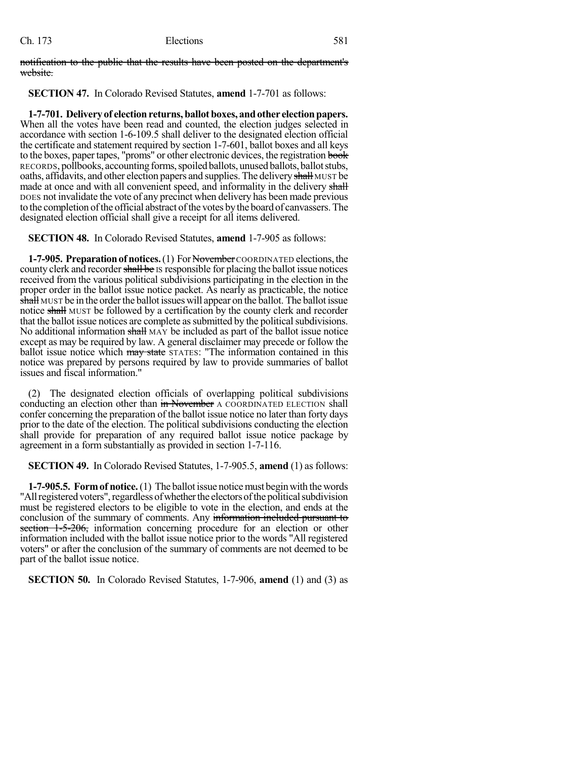~~notification to the public that the results have been posted on the department's website.~~

**SECTION 47.** In Colorado Revised Statutes, **amend** 1-7-701 as follows:

**1-7-701. Delivery of election returns, ballot boxes, and other election papers.** When all the votes have been read and counted, the election judges selected in accordance with section 1-6-109.5 shall deliver to the designated election official the certificate and statement required by section 1-7-601, ballot boxes and all keys to the boxes, paper tapes, "proms" or other electronic devices, the registration ~~book~~ RECORDS, pollbooks, accounting forms, spoiled ballots, unused ballots, ballot stubs, oaths, affidavits, and other election papers and supplies. The delivery ~~shall~~ MUST be made at once and with all convenient speed, and informality in the delivery ~~shall~~ DOES not invalidate the vote of any precinct when delivery has been made previous to the completion of the official abstract of the votes by the board of canvassers. The designated election official shall give a receipt for all items delivered.

**SECTION 48.** In Colorado Revised Statutes, **amend** 1-7-905 as follows:

**1-7-905. Preparation of notices.** (1) For ~~November~~ COORDINATED elections, the county clerk and recorder ~~shall be~~ IS responsible for placing the ballot issue notices received from the various political subdivisions participating in the election in the proper order in the ballot issue notice packet. As nearly as practicable, the notice ~~shall~~ MUST be in the order the ballot issues will appear on the ballot. The ballot issue notice ~~shall~~ MUST be followed by a certification by the county clerk and recorder that the ballot issue notices are complete as submitted by the political subdivisions. No additional information ~~shall~~ MAY be included as part of the ballot issue notice except as may be required by law. A general disclaimer may precede or follow the ballot issue notice which ~~may state~~ STATES: "The information contained in this notice was prepared by persons required by law to provide summaries of ballot issues and fiscal information."

(2) The designated election officials of overlapping political subdivisions conducting an election other than ~~in November~~ A COORDINATED ELECTION shall confer concerning the preparation of the ballot issue notice no later than forty days prior to the date of the election. The political subdivisions conducting the election shall provide for preparation of any required ballot issue notice package by agreement in a form substantially as provided in section 1-7-116.

**SECTION 49.** In Colorado Revised Statutes, 1-7-905.5, **amend** (1) as follows:

**1-7-905.5. Form of notice.** (1) The ballot issue notice must begin with the words "All registered voters", regardless of whether the electors of the political subdivision must be registered electors to be eligible to vote in the election, and ends at the conclusion of the summary of comments. Any ~~information included pursuant to section 1-5-206,~~ information concerning procedure for an election or other information included with the ballot issue notice prior to the words "All registered voters" or after the conclusion of the summary of comments are not deemed to be part of the ballot issue notice.

**SECTION 50.** In Colorado Revised Statutes, 1-7-906, **amend** (1) and (3) as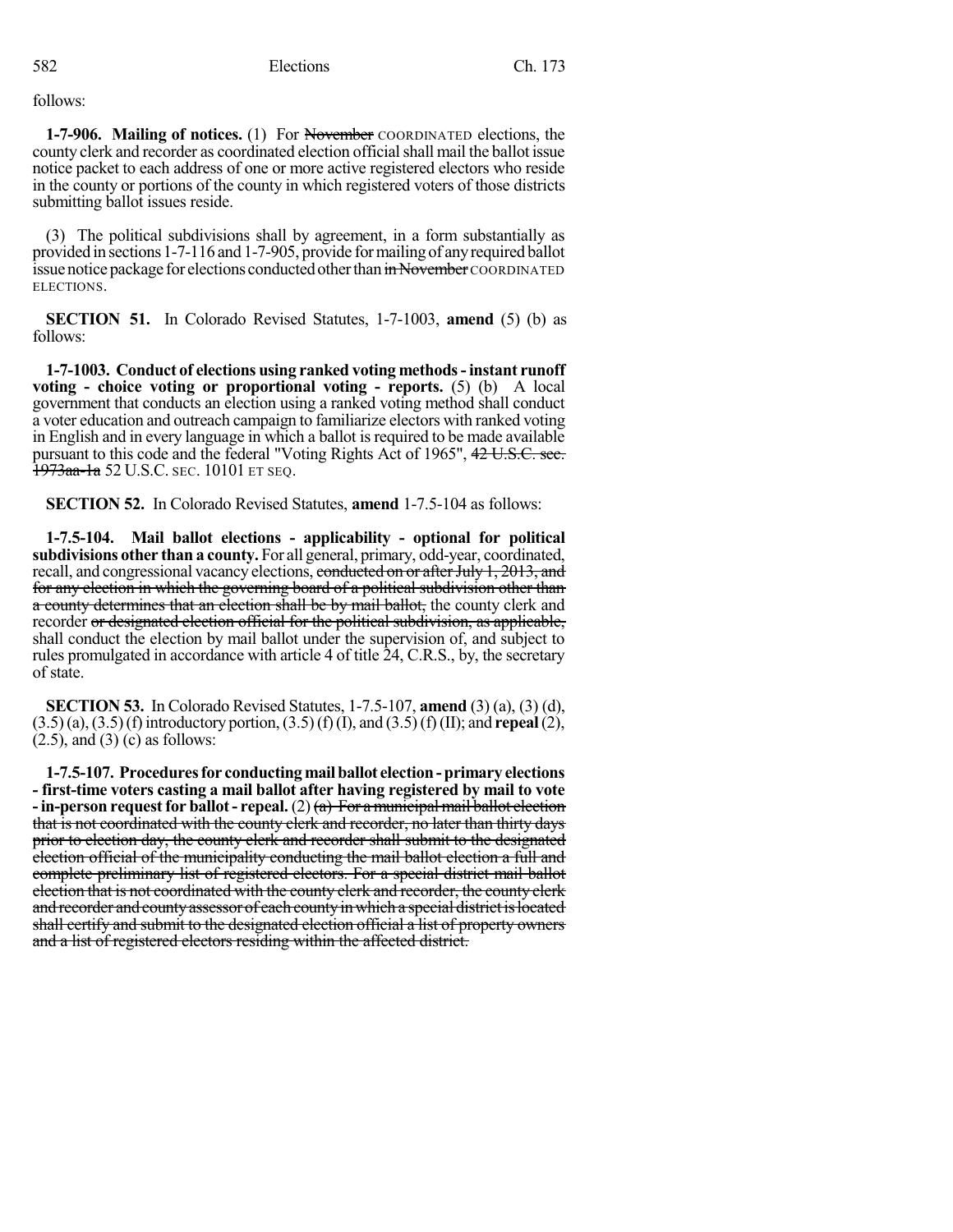follows:

**1-7-906. Mailing of notices.** (1) For ~~November~~ COORDINATED elections, the county clerk and recorder as coordinated election official shall mail the ballot issue notice packet to each address of one or more active registered electors who reside in the county or portions of the county in which registered voters of those districts submitting ballot issues reside.

(3) The political subdivisions shall by agreement, in a form substantially as provided in sections 1-7-116 and 1-7-905, provide for mailing of any required ballot issue notice package for elections conducted other than ~~in November~~ COORDINATED ELECTIONS.

**SECTION 51.** In Colorado Revised Statutes, 1-7-1003, **amend** (5) (b) as follows:

**1-7-1003. Conduct of elections using ranked voting methods - instant runoff voting - choice voting or proportional voting - reports.** (5) (b) A local government that conducts an election using a ranked voting method shall conduct a voter education and outreach campaign to familiarize electors with ranked voting in English and in every language in which a ballot is required to be made available pursuant to this code and the federal "Voting Rights Act of 1965", ~~42 U.S.C. sec. 1973aa-1a~~ 52 U.S.C. SEC. 10101 ET SEQ.

**SECTION 52.** In Colorado Revised Statutes, **amend** 1-7.5-104 as follows:

**1-7.5-104. Mail ballot elections - applicability - optional for political subdivisions other than a county.** For all general, primary, odd-year, coordinated, recall, and congressional vacancy elections, ~~conducted on or after July 1, 2013, and for any election in which the governing board of a political subdivision other than a county determines that an election shall be by mail ballot,~~ the county clerk and recorder ~~or designated election official for the political subdivision, as applicable,~~ shall conduct the election by mail ballot under the supervision of, and subject to rules promulgated in accordance with article 4 of title 24, C.R.S., by, the secretary of state.

**SECTION 53.** In Colorado Revised Statutes, 1-7.5-107, **amend** (3) (a), (3) (d), (3.5) (a), (3.5) (f) introductory portion, (3.5) (f) (I), and (3.5) (f) (II); and **repeal** (2), (2.5), and (3) (c) as follows:

**1-7.5-107. Procedures for conducting mail ballot election - primary elections - first-time voters casting a mail ballot after having registered by mail to vote - in-person request for ballot - repeal.** (2) ~~(a) For a municipal mail ballot election that is not coordinated with the county clerk and recorder, no later than thirty days prior to election day, the county clerk and recorder shall submit to the designated election official of the municipality conducting the mail ballot election a full and complete preliminary list of registered electors. For a special district mail ballot election that is not coordinated with the county clerk and recorder, the county clerk and recorder and county assessor of each county in which a special district is located shall certify and submit to the designated election official a list of property owners and a list of registered electors residing within the affected district.~~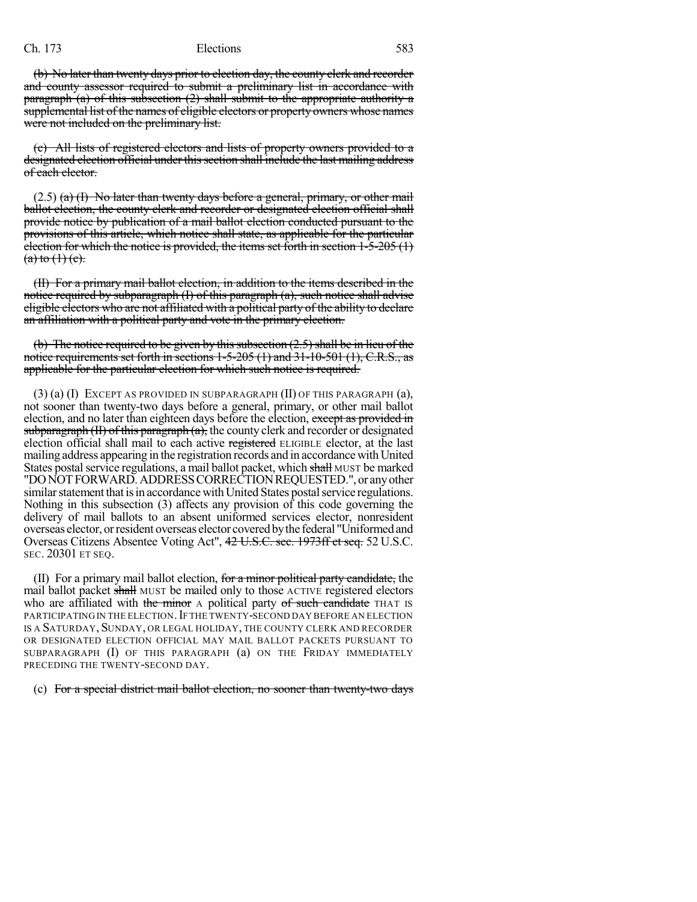(b) ~~No later than twenty days prior to election day, the county clerk and recorder and county assessor required to submit a preliminary list in accordance with paragraph (a) of this subsection (2) shall submit to the appropriate authority a supplemental list of the names of eligible electors or property owners whose names were not included on the preliminary list.~~

(c) ~~All lists of registered electors and lists of property owners provided to a designated election official under this section shall include the last mailing address of each elector.~~

(2.5) ~~(a) (I) No later than twenty days before a general, primary, or other mail ballot election, the county clerk and recorder or designated election official shall provide notice by publication of a mail ballot election conducted pursuant to the provisions of this article, which notice shall state, as applicable for the particular election for which the notice is provided, the items set forth in section 1-5-205 (1) (a) to (1) (e).~~

~~(II) For a primary mail ballot election, in addition to the items described in the notice required by subparagraph (I) of this paragraph (a), such notice shall advise eligible electors who are not affiliated with a political party of the ability to declare an affiliation with a political party and vote in the primary election.~~

~~(b) The notice required to be given by this subsection (2.5) shall be in lieu of the notice requirements set forth in sections 1-5-205 (1) and 31-10-501 (1), C.R.S., as applicable for the particular election for which such notice is required.~~

(3) (a) (I) EXCEPT AS PROVIDED IN SUBPARAGRAPH (II) OF THIS PARAGRAPH (a), not sooner than twenty-two days before a general, primary, or other mail ballot election, and no later than eighteen days before the election, ~~except as provided in subparagraph (II) of this paragraph (a),~~ the county clerk and recorder or designated election official shall mail to each active ~~registered~~ ELIGIBLE elector, at the last mailing address appearing in the registration records and in accordance with United States postal service regulations, a mail ballot packet, which ~~shall~~ MUST be marked "DO NOT FORWARD. ADDRESS CORRECTION REQUESTED.", or any other similar statement that is in accordance with United States postal service regulations. Nothing in this subsection (3) affects any provision of this code governing the delivery of mail ballots to an absent uniformed services elector, nonresident overseas elector, or resident overseas elector covered by the federal "Uniformed and Overseas Citizens Absentee Voting Act", ~~42 U.S.C. sec. 1973ff et seq.~~ 52 U.S.C. SEC. 20301 ET SEQ.

(II) For a primary mail ballot election, ~~for a minor political party candidate,~~ the mail ballot packet ~~shall~~ MUST be mailed only to those ACTIVE registered electors who are affiliated with ~~the minor~~ A political party ~~of such candidate~~ THAT IS PARTICIPATING IN THE ELECTION. IF THE TWENTY-SECOND DAY BEFORE AN ELECTION IS A SATURDAY, SUNDAY, OR LEGAL HOLIDAY, THE COUNTY CLERK AND RECORDER OR DESIGNATED ELECTION OFFICIAL MAY MAIL BALLOT PACKETS PURSUANT TO SUBPARAGRAPH (I) OF THIS PARAGRAPH (a) ON THE FRIDAY IMMEDIATELY PRECEDING THE TWENTY-SECOND DAY.

(c) ~~For a special district mail ballot election, no sooner than twenty-two days~~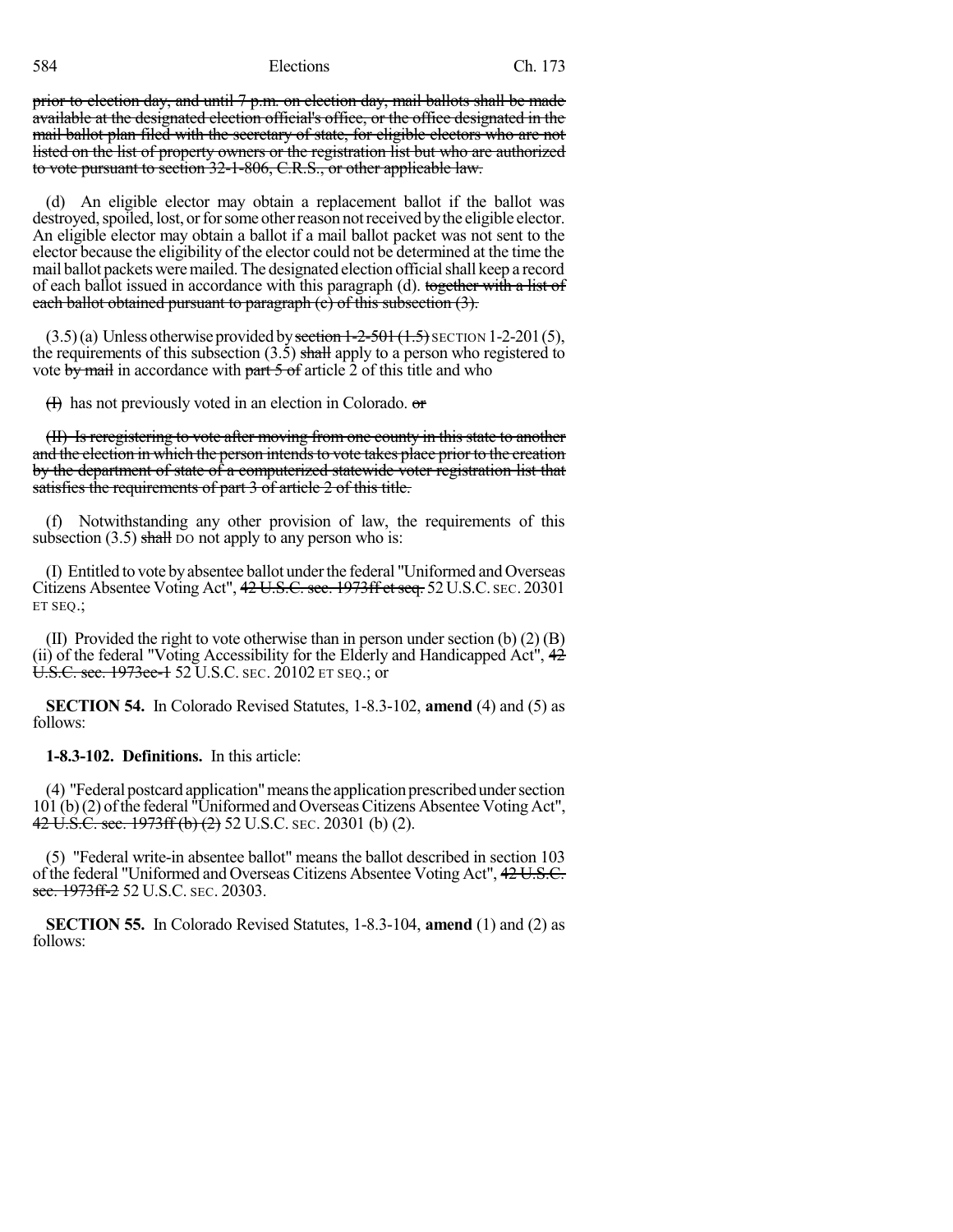prior to election day, and until 7 p.m. on election day, mail ballots shall be made available at the designated election official's office, or the office designated in the mail ballot plan filed with the secretary of state, for eligible electors who are not listed on the list of property owners or the registration list but who are authorized to vote pursuant to section 32-1-806, C.R.S., or other applicable law.

(d) An eligible elector may obtain a replacement ballot if the ballot was destroyed, spoiled, lost, or for some other reason not received by the eligible elector. An eligible elector may obtain a ballot if a mail ballot packet was not sent to the elector because the eligibility of the elector could not be determined at the time the mail ballot packets were mailed. The designated election official shall keep a record of each ballot issued in accordance with this paragraph (d). together with a list of each ballot obtained pursuant to paragraph (c) of this subsection (3).

(3.5) (a) Unless otherwise provided by section 1-2-501 (1.5) SECTION 1-2-201 (5), the requirements of this subsection (3.5) shall apply to a person who registered to vote by mail in accordance with part 5 of article 2 of this title and who

(I) has not previously voted in an election in Colorado. or

(II) Is reregistering to vote after moving from one county in this state to another and the election in which the person intends to vote takes place prior to the creation by the department of state of a computerized statewide voter registration list that satisfies the requirements of part 3 of article 2 of this title.

(f) Notwithstanding any other provision of law, the requirements of this subsection (3.5) shall DO not apply to any person who is:

(I) Entitled to vote by absentee ballot under the federal "Uniformed and Overseas Citizens Absentee Voting Act", 42 U.S.C. sec. 1973ff et seq. 52 U.S.C. SEC. 20301 ET SEQ.;

(II) Provided the right to vote otherwise than in person under section (b) (2) (B) (ii) of the federal "Voting Accessibility for the Elderly and Handicapped Act", 42 U.S.C. sec. 1973ee-1 52 U.S.C. SEC. 20102 ET SEQ.; or

**SECTION 54.** In Colorado Revised Statutes, 1-8.3-102, **amend** (4) and (5) as follows:

**1-8.3-102. Definitions.** In this article:

(4) "Federal postcard application" means the application prescribed under section 101 (b) (2) of the federal "Uniformed and Overseas Citizens Absentee Voting Act", 42 U.S.C. sec. 1973ff (b) (2) 52 U.S.C. SEC. 20301 (b) (2).

(5) "Federal write-in absentee ballot" means the ballot described in section 103 of the federal "Uniformed and Overseas Citizens Absentee Voting Act", 42 U.S.C. sec. 1973ff-2 52 U.S.C. SEC. 20303.

**SECTION 55.** In Colorado Revised Statutes, 1-8.3-104, **amend** (1) and (2) as follows: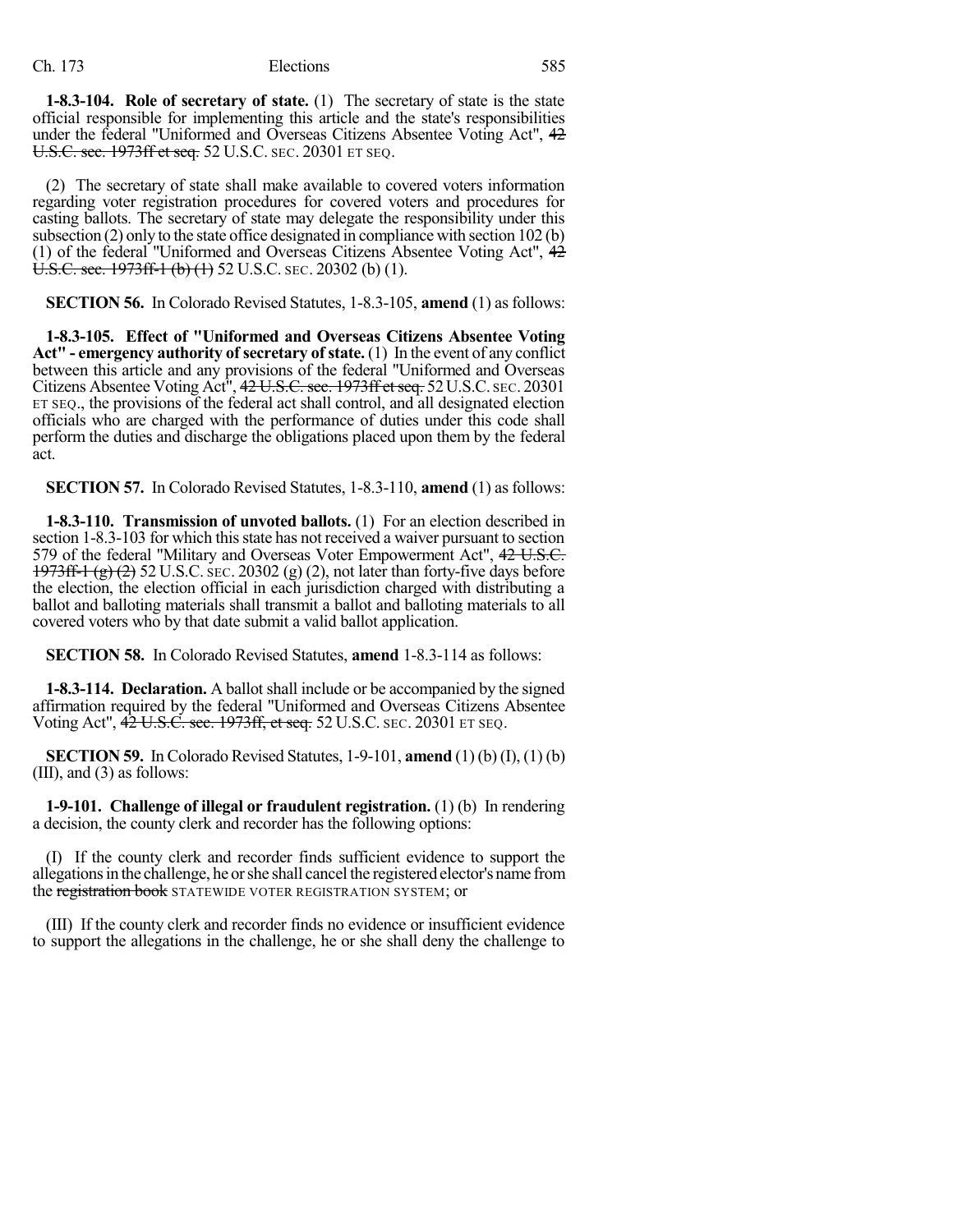**1-8.3-104. Role of secretary of state.** (1) The secretary of state is the state official responsible for implementing this article and the state's responsibilities under the federal "Uniformed and Overseas Citizens Absentee Voting Act", ~~42 U.S.C. sec. 1973ff et seq.~~ 52 U.S.C. SEC. 20301 ET SEQ.

(2) The secretary of state shall make available to covered voters information regarding voter registration procedures for covered voters and procedures for casting ballots. The secretary of state may delegate the responsibility under this subsection (2) only to the state office designated in compliance with section 102 (b) (1) of the federal "Uniformed and Overseas Citizens Absentee Voting Act", ~~42 U.S.C. sec. 1973ff-1 (b) (1)~~ 52 U.S.C. SEC. 20302 (b) (1).

**SECTION 56.** In Colorado Revised Statutes, 1-8.3-105, **amend** (1) as follows:

**1-8.3-105. Effect of "Uniformed and Overseas Citizens Absentee Voting Act" - emergency authority of secretary of state.** (1) In the event of any conflict between this article and any provisions of the federal "Uniformed and Overseas Citizens Absentee Voting Act", ~~42 U.S.C. sec. 1973ff et seq.~~ 52 U.S.C. SEC. 20301 ET SEQ., the provisions of the federal act shall control, and all designated election officials who are charged with the performance of duties under this code shall perform the duties and discharge the obligations placed upon them by the federal act.

**SECTION 57.** In Colorado Revised Statutes, 1-8.3-110, **amend** (1) as follows:

**1-8.3-110. Transmission of unvoted ballots.** (1) For an election described in section 1-8.3-103 for which this state has not received a waiver pursuant to section 579 of the federal "Military and Overseas Voter Empowerment Act", ~~42 U.S.C. 1973ff-1 (g) (2)~~ 52 U.S.C. SEC. 20302 (g) (2), not later than forty-five days before the election, the election official in each jurisdiction charged with distributing a ballot and balloting materials shall transmit a ballot and balloting materials to all covered voters who by that date submit a valid ballot application.

**SECTION 58.** In Colorado Revised Statutes, **amend** 1-8.3-114 as follows:

**1-8.3-114. Declaration.** A ballot shall include or be accompanied by the signed affirmation required by the federal "Uniformed and Overseas Citizens Absentee Voting Act", ~~42 U.S.C. sec. 1973ff, et seq.~~ 52 U.S.C. SEC. 20301 ET SEQ.

**SECTION 59.** In Colorado Revised Statutes, 1-9-101, **amend** (1) (b) (I), (1) (b) (III), and (3) as follows:

**1-9-101. Challenge of illegal or fraudulent registration.** (1) (b) In rendering a decision, the county clerk and recorder has the following options:

(I) If the county clerk and recorder finds sufficient evidence to support the allegations in the challenge, he or she shall cancel the registered elector's name from the ~~registration book~~ STATEWIDE VOTER REGISTRATION SYSTEM; or

(III) If the county clerk and recorder finds no evidence or insufficient evidence to support the allegations in the challenge, he or she shall deny the challenge to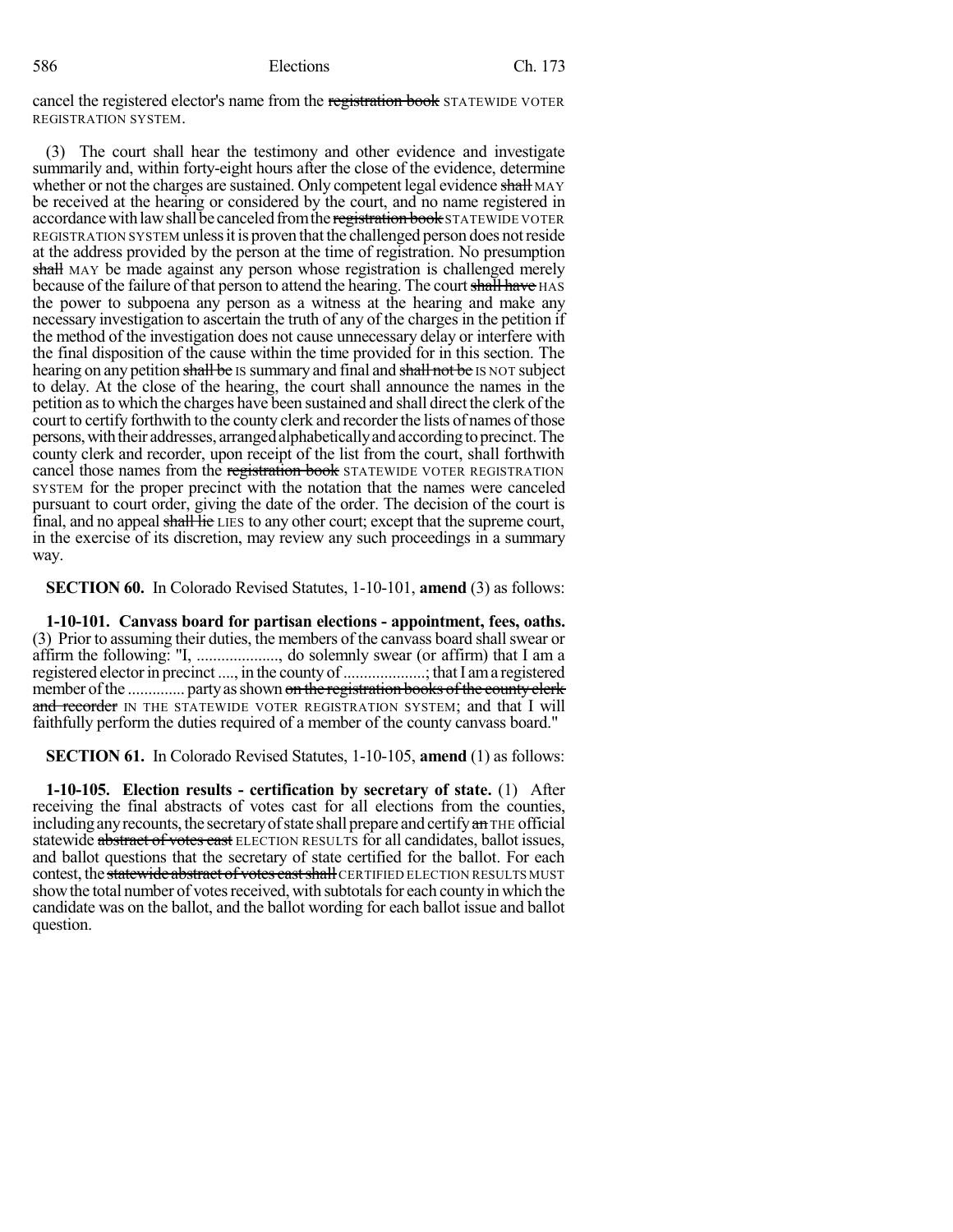cancel the registered elector's name from the ~~registration book~~ STATEWIDE VOTER REGISTRATION SYSTEM.

(3) The court shall hear the testimony and other evidence and investigate summarily and, within forty-eight hours after the close of the evidence, determine whether or not the charges are sustained. Only competent legal evidence ~~shall~~ MAY be received at the hearing or considered by the court, and no name registered in accordance with law shall be canceled from the ~~registration book~~ STATEWIDE VOTER REGISTRATION SYSTEM unless it is proven that the challenged person does not reside at the address provided by the person at the time of registration. No presumption ~~shall~~ MAY be made against any person whose registration is challenged merely because of the failure of that person to attend the hearing. The court ~~shall have~~ HAS the power to subpoena any person as a witness at the hearing and make any necessary investigation to ascertain the truth of any of the charges in the petition if the method of the investigation does not cause unnecessary delay or interfere with the final disposition of the cause within the time provided for in this section. The hearing on any petition ~~shall be~~ IS summary and final and ~~shall not be~~ IS NOT subject to delay. At the close of the hearing, the court shall announce the names in the petition as to which the charges have been sustained and shall direct the clerk of the court to certify forthwith to the county clerk and recorder the lists of names of those persons, with their addresses, arranged alphabetically and according to precinct. The county clerk and recorder, upon receipt of the list from the court, shall forthwith cancel those names from the ~~registration book~~ STATEWIDE VOTER REGISTRATION SYSTEM for the proper precinct with the notation that the names were canceled pursuant to court order, giving the date of the order. The decision of the court is final, and no appeal ~~shall lie~~ LIES to any other court; except that the supreme court, in the exercise of its discretion, may review any such proceedings in a summary way.

**SECTION 60.** In Colorado Revised Statutes, 1-10-101, **amend** (3) as follows:

**1-10-101. Canvass board for partisan elections - appointment, fees, oaths.** (3) Prior to assuming their duties, the members of the canvass board shall swear or affirm the following: "I, ...................., do solemnly swear (or affirm) that I am a registered elector in precinct ...., in the county of ....................; that I am a registered member of the ............. party as shown ~~on the registration books of the county clerk and recorder~~ IN THE STATEWIDE VOTER REGISTRATION SYSTEM; and that I will faithfully perform the duties required of a member of the county canvass board."

**SECTION 61.** In Colorado Revised Statutes, 1-10-105, **amend** (1) as follows:

**1-10-105. Election results - certification by secretary of state.** (1) After receiving the final abstracts of votes cast for all elections from the counties, including any recounts, the secretary of state shall prepare and certify ~~an~~ THE official statewide ~~abstract of votes cast~~ ELECTION RESULTS for all candidates, ballot issues, and ballot questions that the secretary of state certified for the ballot. For each contest, the ~~statewide abstract of votes cast shall~~ CERTIFIED ELECTION RESULTS MUST show the total number of votes received, with subtotals for each county in which the candidate was on the ballot, and the ballot wording for each ballot issue and ballot question.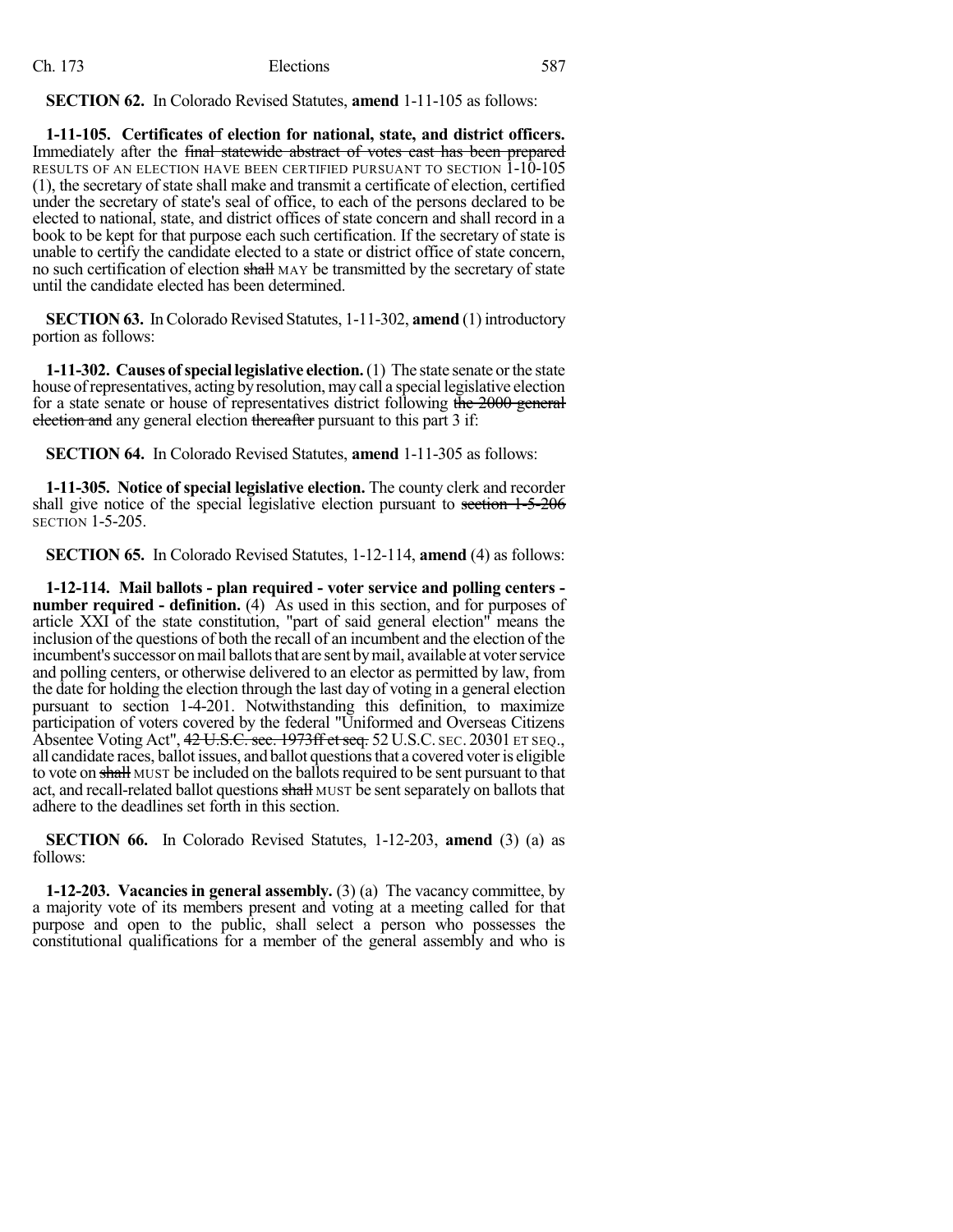**SECTION 62.** In Colorado Revised Statutes, **amend** 1-11-105 as follows:

**1-11-105. Certificates of election for national, state, and district officers.** Immediately after the ~~final statewide abstract of votes cast has been prepared~~ RESULTS OF AN ELECTION HAVE BEEN CERTIFIED PURSUANT TO SECTION 1-10-105 (1), the secretary of state shall make and transmit a certificate of election, certified under the secretary of state's seal of office, to each of the persons declared to be elected to national, state, and district offices of state concern and shall record in a book to be kept for that purpose each such certification. If the secretary of state is unable to certify the candidate elected to a state or district office of state concern, no such certification of election ~~shall~~ MAY be transmitted by the secretary of state until the candidate elected has been determined.

**SECTION 63.** In Colorado Revised Statutes, 1-11-302, **amend** (1) introductory portion as follows:

**1-11-302. Causes of special legislative election.** (1) The state senate or the state house of representatives, acting by resolution, may call a special legislative election for a state senate or house of representatives district following ~~the 2000 general election and~~ any general election ~~thereafter~~ pursuant to this part 3 if:

**SECTION 64.** In Colorado Revised Statutes, **amend** 1-11-305 as follows:

**1-11-305. Notice of special legislative election.** The county clerk and recorder shall give notice of the special legislative election pursuant to ~~section 1-5-206~~ SECTION 1-5-205.

**SECTION 65.** In Colorado Revised Statutes, 1-12-114, **amend** (4) as follows:

**1-12-114. Mail ballots - plan required - voter service and polling centers - number required - definition.** (4) As used in this section, and for purposes of article XXI of the state constitution, "part of said general election" means the inclusion of the questions of both the recall of an incumbent and the election of the incumbent's successor on mail ballots that are sent by mail, available at voter service and polling centers, or otherwise delivered to an elector as permitted by law, from the date for holding the election through the last day of voting in a general election pursuant to section 1-4-201. Notwithstanding this definition, to maximize participation of voters covered by the federal "Uniformed and Overseas Citizens Absentee Voting Act", ~~42 U.S.C. sec. 1973ff et seq.~~ 52 U.S.C. SEC. 20301 ET SEQ., all candidate races, ballot issues, and ballot questions that a covered voter is eligible to vote on ~~shall~~ MUST be included on the ballots required to be sent pursuant to that act, and recall-related ballot questions ~~shall~~ MUST be sent separately on ballots that adhere to the deadlines set forth in this section.

**SECTION 66.** In Colorado Revised Statutes, 1-12-203, **amend** (3) (a) as follows:

**1-12-203. Vacancies in general assembly.** (3) (a) The vacancy committee, by a majority vote of its members present and voting at a meeting called for that purpose and open to the public, shall select a person who possesses the constitutional qualifications for a member of the general assembly and who is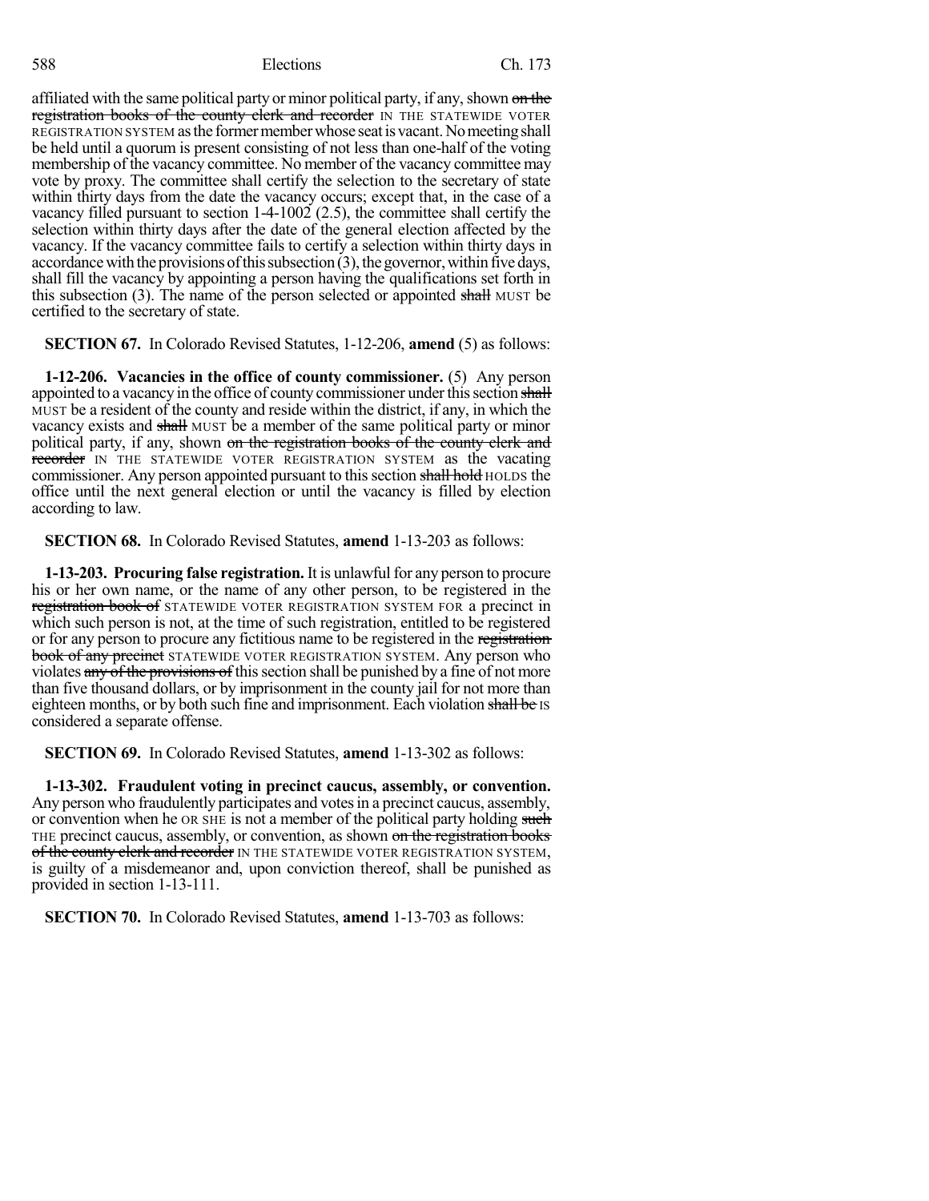affiliated with the same political party or minor political party, if any, shown ~~on the registration books of the county clerk and recorder~~ IN THE STATEWIDE VOTER REGISTRATION SYSTEM as the former member whose seat is vacant. No meeting shall be held until a quorum is present consisting of not less than one-half of the voting membership of the vacancy committee. No member of the vacancy committee may vote by proxy. The committee shall certify the selection to the secretary of state within thirty days from the date the vacancy occurs; except that, in the case of a vacancy filled pursuant to section 1-4-1002 (2.5), the committee shall certify the selection within thirty days after the date of the general election affected by the vacancy. If the vacancy committee fails to certify a selection within thirty days in accordance with the provisions of this subsection (3), the governor, within five days, shall fill the vacancy by appointing a person having the qualifications set forth in this subsection (3). The name of the person selected or appointed ~~shall~~ MUST be certified to the secretary of state.

**SECTION 67.** In Colorado Revised Statutes, 1-12-206, **amend** (5) as follows:

**1-12-206. Vacancies in the office of county commissioner.** (5) Any person appointed to a vacancy in the office of county commissioner under this section ~~shall~~ MUST be a resident of the county and reside within the district, if any, in which the vacancy exists and ~~shall~~ MUST be a member of the same political party or minor political party, if any, shown ~~on the registration books of the county clerk and recorder~~ IN THE STATEWIDE VOTER REGISTRATION SYSTEM as the vacating commissioner. Any person appointed pursuant to this section ~~shall hold~~ HOLDS the office until the next general election or until the vacancy is filled by election according to law.

**SECTION 68.** In Colorado Revised Statutes, **amend** 1-13-203 as follows:

**1-13-203. Procuring false registration.** It is unlawful for any person to procure his or her own name, or the name of any other person, to be registered in the ~~registration book of~~ STATEWIDE VOTER REGISTRATION SYSTEM FOR a precinct in which such person is not, at the time of such registration, entitled to be registered or for any person to procure any fictitious name to be registered in the ~~registration book of any precinct~~ STATEWIDE VOTER REGISTRATION SYSTEM. Any person who violates ~~any of the provisions of~~ this section shall be punished by a fine of not more than five thousand dollars, or by imprisonment in the county jail for not more than eighteen months, or by both such fine and imprisonment. Each violation ~~shall be~~ IS considered a separate offense.

**SECTION 69.** In Colorado Revised Statutes, **amend** 1-13-302 as follows:

**1-13-302. Fraudulent voting in precinct caucus, assembly, or convention.** Any person who fraudulently participates and votes in a precinct caucus, assembly, or convention when he OR SHE is not a member of the political party holding ~~such~~ THE precinct caucus, assembly, or convention, as shown ~~on the registration books of the county clerk and recorder~~ IN THE STATEWIDE VOTER REGISTRATION SYSTEM, is guilty of a misdemeanor and, upon conviction thereof, shall be punished as provided in section 1-13-111.

**SECTION 70.** In Colorado Revised Statutes, **amend** 1-13-703 as follows: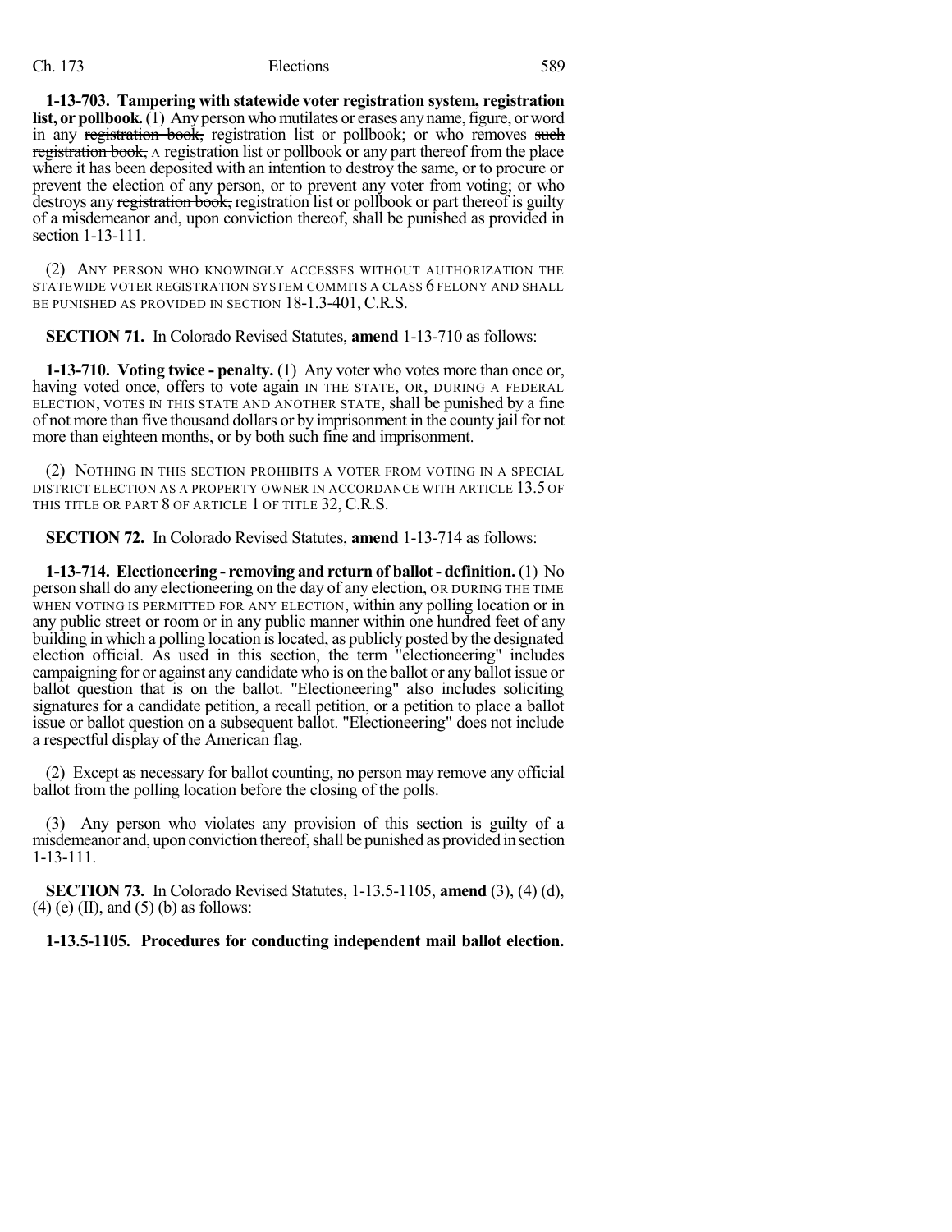**1-13-703. Tampering with statewide voter registration system, registration list, or pollbook.** (1) Any person who mutilates or erases any name, figure, or word in any ~~registration book,~~ registration list or pollbook; or who removes ~~such registration book,~~ A registration list or pollbook or any part thereof from the place where it has been deposited with an intention to destroy the same, or to procure or prevent the election of any person, or to prevent any voter from voting; or who destroys any ~~registration book,~~ registration list or pollbook or part thereof is guilty of a misdemeanor and, upon conviction thereof, shall be punished as provided in section 1-13-111.

(2) ANY PERSON WHO KNOWINGLY ACCESSES WITHOUT AUTHORIZATION THE STATEWIDE VOTER REGISTRATION SYSTEM COMMITS A CLASS 6 FELONY AND SHALL BE PUNISHED AS PROVIDED IN SECTION 18-1.3-401, C.R.S.

**SECTION 71.** In Colorado Revised Statutes, **amend** 1-13-710 as follows:

**1-13-710. Voting twice - penalty.** (1) Any voter who votes more than once or, having voted once, offers to vote again IN THE STATE, OR, DURING A FEDERAL ELECTION, VOTES IN THIS STATE AND ANOTHER STATE, shall be punished by a fine of not more than five thousand dollars or by imprisonment in the county jail for not more than eighteen months, or by both such fine and imprisonment.

(2) NOTHING IN THIS SECTION PROHIBITS A VOTER FROM VOTING IN A SPECIAL DISTRICT ELECTION AS A PROPERTY OWNER IN ACCORDANCE WITH ARTICLE 13.5 OF THIS TITLE OR PART 8 OF ARTICLE 1 OF TITLE 32, C.R.S.

**SECTION 72.** In Colorado Revised Statutes, **amend** 1-13-714 as follows:

**1-13-714. Electioneering - removing and return of ballot - definition.** (1) No person shall do any electioneering on the day of any election, OR DURING THE TIME WHEN VOTING IS PERMITTED FOR ANY ELECTION, within any polling location or in any public street or room or in any public manner within one hundred feet of any building in which a polling location is located, as publicly posted by the designated election official. As used in this section, the term "electioneering" includes campaigning for or against any candidate who is on the ballot or any ballot issue or ballot question that is on the ballot. "Electioneering" also includes soliciting signatures for a candidate petition, a recall petition, or a petition to place a ballot issue or ballot question on a subsequent ballot. "Electioneering" does not include a respectful display of the American flag.

(2) Except as necessary for ballot counting, no person may remove any official ballot from the polling location before the closing of the polls.

(3) Any person who violates any provision of this section is guilty of a misdemeanor and, upon conviction thereof, shall be punished as provided in section 1-13-111.

**SECTION 73.** In Colorado Revised Statutes, 1-13.5-1105, **amend** (3), (4) (d), (4) (e) (II), and (5) (b) as follows:

**1-13.5-1105. Procedures for conducting independent mail ballot election.**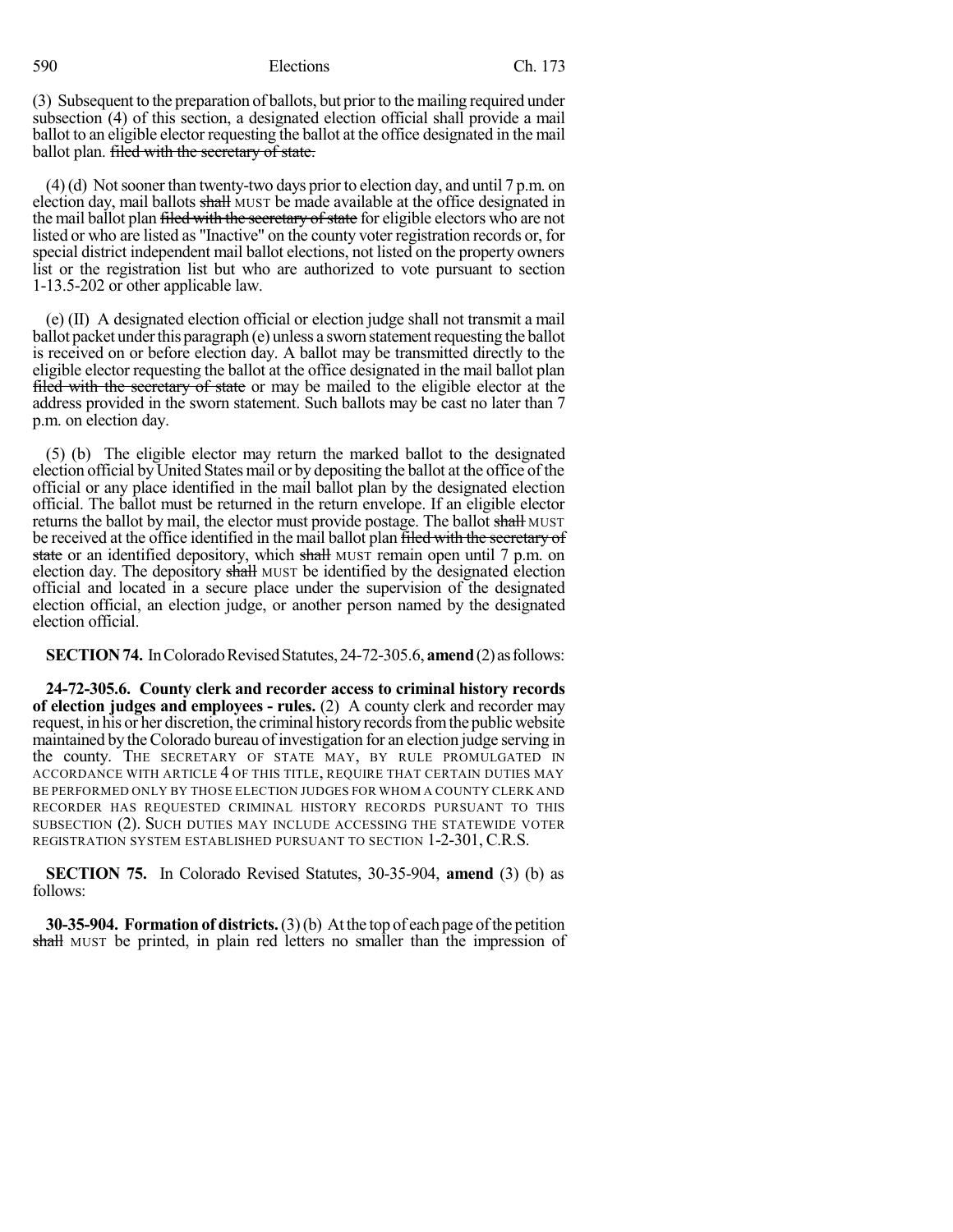(3) Subsequent to the preparation of ballots, but prior to the mailing required under subsection (4) of this section, a designated election official shall provide a mail ballot to an eligible elector requesting the ballot at the office designated in the mail ballot plan. ~~filed with the secretary of state.~~

(4) (d) Not sooner than twenty-two days prior to election day, and until 7 p.m. on election day, mail ballots ~~shall~~ MUST be made available at the office designated in the mail ballot plan ~~filed with the secretary of state~~ for eligible electors who are not listed or who are listed as "Inactive" on the county voter registration records or, for special district independent mail ballot elections, not listed on the property owners list or the registration list but who are authorized to vote pursuant to section 1-13.5-202 or other applicable law.

(e) (II) A designated election official or election judge shall not transmit a mail ballot packet under this paragraph (e) unless a sworn statement requesting the ballot is received on or before election day. A ballot may be transmitted directly to the eligible elector requesting the ballot at the office designated in the mail ballot plan ~~filed with the secretary of state~~ or may be mailed to the eligible elector at the address provided in the sworn statement. Such ballots may be cast no later than 7 p.m. on election day.

(5) (b) The eligible elector may return the marked ballot to the designated election official by United States mail or by depositing the ballot at the office of the official or any place identified in the mail ballot plan by the designated election official. The ballot must be returned in the return envelope. If an eligible elector returns the ballot by mail, the elector must provide postage. The ballot ~~shall~~ MUST be received at the office identified in the mail ballot plan ~~filed with the secretary of state~~ or an identified depository, which ~~shall~~ MUST remain open until 7 p.m. on election day. The depository ~~shall~~ MUST be identified by the designated election official and located in a secure place under the supervision of the designated election official, an election judge, or another person named by the designated election official.

**SECTION 74.** In Colorado Revised Statutes, 24-72-305.6, **amend** (2) as follows:

**24-72-305.6. County clerk and recorder access to criminal history records of election judges and employees - rules.** (2) A county clerk and recorder may request, in his or her discretion, the criminal history records from the public website maintained by the Colorado bureau of investigation for an election judge serving in the county. THE SECRETARY OF STATE MAY, BY RULE PROMULGATED IN ACCORDANCE WITH ARTICLE 4 OF THIS TITLE, REQUIRE THAT CERTAIN DUTIES MAY BE PERFORMED ONLY BY THOSE ELECTION JUDGES FOR WHOM A COUNTY CLERK AND RECORDER HAS REQUESTED CRIMINAL HISTORY RECORDS PURSUANT TO THIS SUBSECTION (2). SUCH DUTIES MAY INCLUDE ACCESSING THE STATEWIDE VOTER REGISTRATION SYSTEM ESTABLISHED PURSUANT TO SECTION 1-2-301, C.R.S.

**SECTION 75.** In Colorado Revised Statutes, 30-35-904, **amend** (3) (b) as follows:

**30-35-904. Formation of districts.** (3) (b) At the top of each page of the petition ~~shall~~ MUST be printed, in plain red letters no smaller than the impression of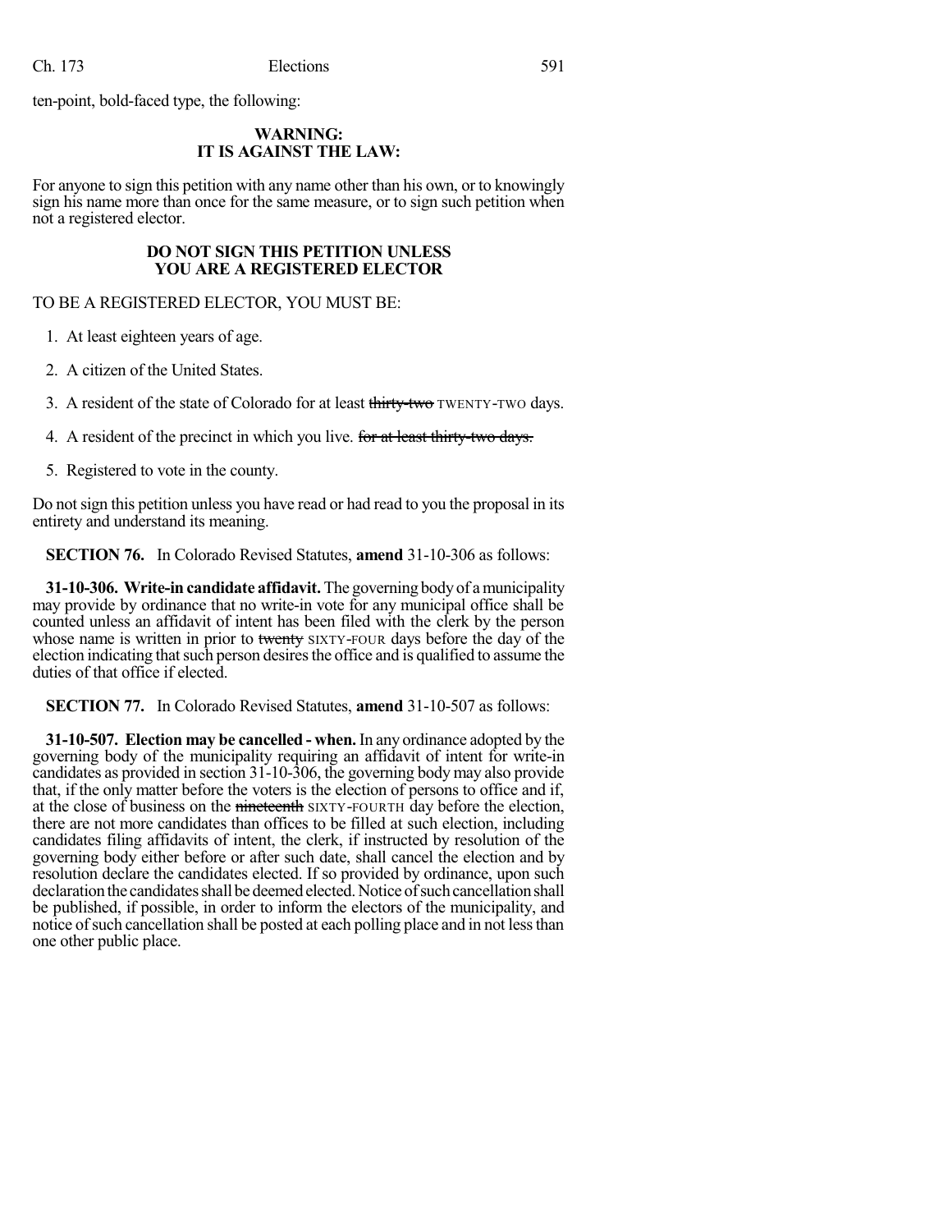ten-point, bold-faced type, the following:

**WARNING:**
**IT IS AGAINST THE LAW:**

For anyone to sign this petition with any name other than his own, or to knowingly sign his name more than once for the same measure, or to sign such petition when not a registered elector.

**DO NOT SIGN THIS PETITION UNLESS YOU ARE A REGISTERED ELECTOR**

TO BE A REGISTERED ELECTOR, YOU MUST BE:

1. At least eighteen years of age.
2. A citizen of the United States.
3. A resident of the state of Colorado for at least ~~thirty-two~~ TWENTY-TWO days.
4. A resident of the precinct in which you live. ~~for at least thirty-two days.~~
5. Registered to vote in the county.

Do not sign this petition unless you have read or had read to you the proposal in its entirety and understand its meaning.

**SECTION 76.** In Colorado Revised Statutes, **amend** 31-10-306 as follows:

**31-10-306. Write-in candidate affidavit.** The governing body of a municipality may provide by ordinance that no write-in vote for any municipal office shall be counted unless an affidavit of intent has been filed with the clerk by the person whose name is written in prior to ~~twenty~~ SIXTY-FOUR days before the day of the election indicating that such person desires the office and is qualified to assume the duties of that office if elected.

**SECTION 77.** In Colorado Revised Statutes, **amend** 31-10-507 as follows:

**31-10-507. Election may be cancelled - when.** In any ordinance adopted by the governing body of the municipality requiring an affidavit of intent for write-in candidates as provided in section 31-10-306, the governing body may also provide that, if the only matter before the voters is the election of persons to office and if, at the close of business on the ~~nineteenth~~ SIXTY-FOURTH day before the election, there are not more candidates than offices to be filled at such election, including candidates filing affidavits of intent, the clerk, if instructed by resolution of the governing body either before or after such date, shall cancel the election and by resolution declare the candidates elected. If so provided by ordinance, upon such declaration the candidates shall be deemed elected. Notice of such cancellation shall be published, if possible, in order to inform the electors of the municipality, and notice of such cancellation shall be posted at each polling place and in not less than one other public place.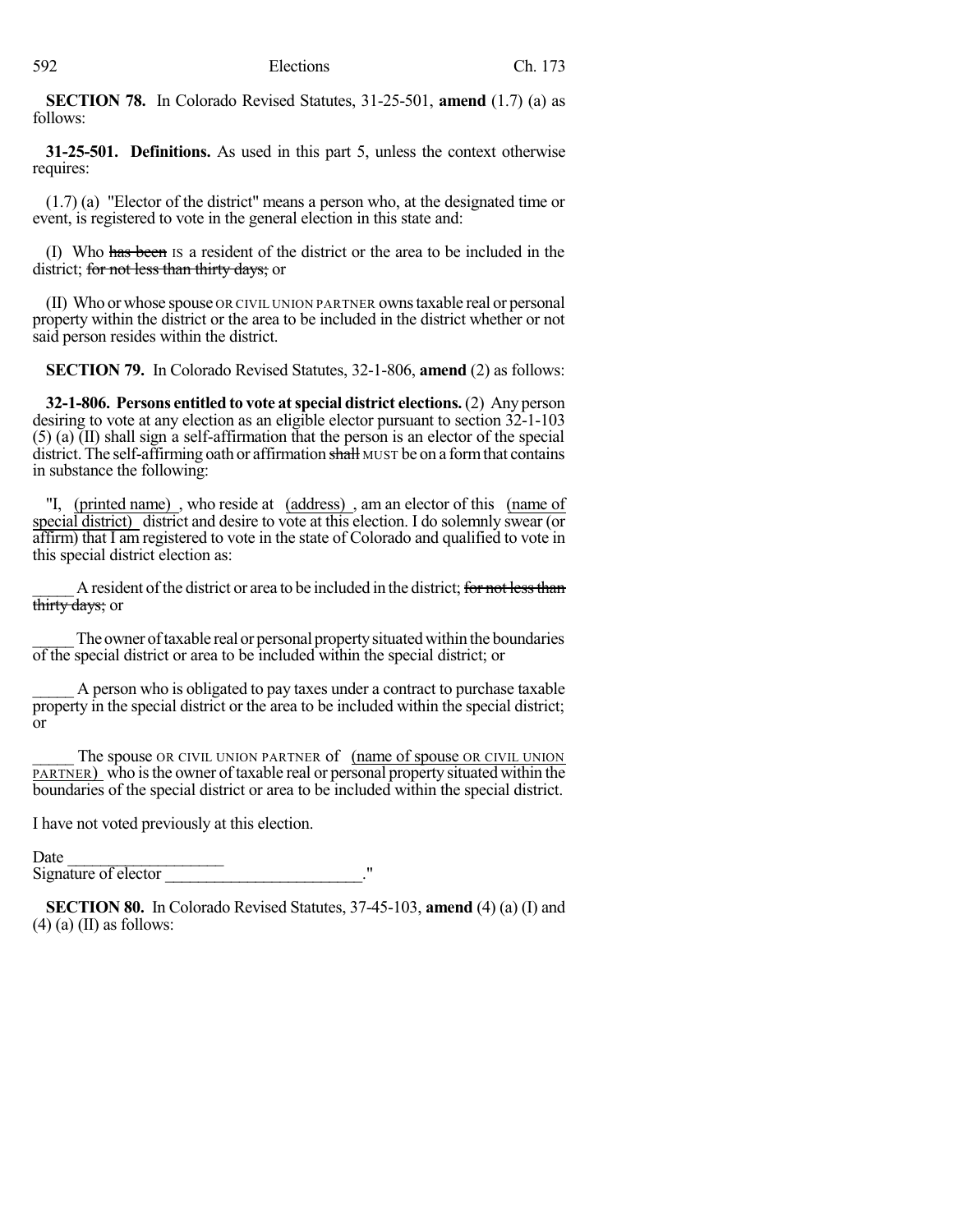**SECTION 78.** In Colorado Revised Statutes, 31-25-501, **amend** (1.7) (a) as follows:

**31-25-501. Definitions.** As used in this part 5, unless the context otherwise requires:

(1.7) (a) "Elector of the district" means a person who, at the designated time or event, is registered to vote in the general election in this state and:

(I) Who ~~has been~~ IS a resident of the district or the area to be included in the district; ~~for not less than thirty days;~~ or

(II) Who or whose spouse OR CIVIL UNION PARTNER owns taxable real or personal property within the district or the area to be included in the district whether or not said person resides within the district.

**SECTION 79.** In Colorado Revised Statutes, 32-1-806, **amend** (2) as follows:

**32-1-806. Persons entitled to vote at special district elections.** (2) Any person desiring to vote at any election as an eligible elector pursuant to section 32-1-103 (5) (a) (II) shall sign a self-affirmation that the person is an elector of the special district. The self-affirming oath or affirmation ~~shall~~ MUST be on a form that contains in substance the following:

"I, (printed name) , who reside at (address) , am an elector of this (name of special district) district and desire to vote at this election. I do solemnly swear (or affirm) that I am registered to vote in the state of Colorado and qualified to vote in this special district election as:

_____ A resident of the district or area to be included in the district; ~~for not less than thirty days;~~ or

_____ The owner of taxable real or personal property situated within the boundaries of the special district or area to be included within the special district; or

_____ A person who is obligated to pay taxes under a contract to purchase taxable property in the special district or the area to be included within the special district; or

_____ The spouse OR CIVIL UNION PARTNER of (name of spouse OR CIVIL UNION PARTNER) who is the owner of taxable real or personal property situated within the boundaries of the special district or area to be included within the special district.

I have not voted previously at this election.

Date ___________________
Signature of elector ________________________."

**SECTION 80.** In Colorado Revised Statutes, 37-45-103, **amend** (4) (a) (I) and (4) (a) (II) as follows: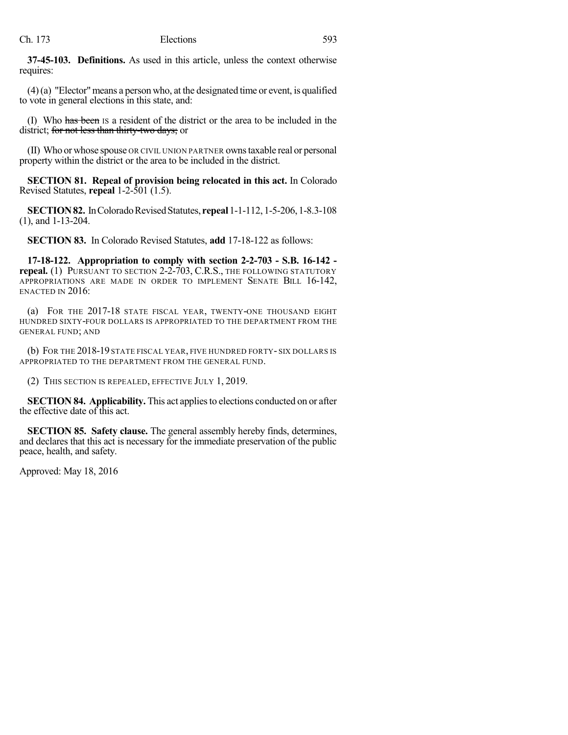**37-45-103. Definitions.** As used in this article, unless the context otherwise requires:

(4) (a) "Elector" means a person who, at the designated time or event, is qualified to vote in general elections in this state, and:

(I) Who ~~has been~~ IS a resident of the district or the area to be included in the district; ~~for not less than thirty-two days;~~ or

(II) Who or whose spouse OR CIVIL UNION PARTNER owns taxable real or personal property within the district or the area to be included in the district.

**SECTION 81. Repeal of provision being relocated in this act.** In Colorado Revised Statutes, **repeal** 1-2-501 (1.5).

**SECTION 82.** In Colorado Revised Statutes, **repeal** 1-1-112, 1-5-206, 1-8.3-108 (1), and 1-13-204.

**SECTION 83.** In Colorado Revised Statutes, **add** 17-18-122 as follows:

**17-18-122. Appropriation to comply with section 2-2-703 - S.B. 16-142 - repeal.** (1) PURSUANT TO SECTION 2-2-703, C.R.S., THE FOLLOWING STATUTORY APPROPRIATIONS ARE MADE IN ORDER TO IMPLEMENT SENATE BILL 16-142, ENACTED IN 2016:

(a) FOR THE 2017-18 STATE FISCAL YEAR, TWENTY-ONE THOUSAND EIGHT HUNDRED SIXTY-FOUR DOLLARS IS APPROPRIATED TO THE DEPARTMENT FROM THE GENERAL FUND; AND

(b) FOR THE 2018-19 STATE FISCAL YEAR, FIVE HUNDRED FORTY- SIX DOLLARS IS APPROPRIATED TO THE DEPARTMENT FROM THE GENERAL FUND.

(2) THIS SECTION IS REPEALED, EFFECTIVE JULY 1, 2019.

**SECTION 84. Applicability.** This act applies to elections conducted on or after the effective date of this act.

**SECTION 85. Safety clause.** The general assembly hereby finds, determines, and declares that this act is necessary for the immediate preservation of the public peace, health, and safety.

Approved: May 18, 2016